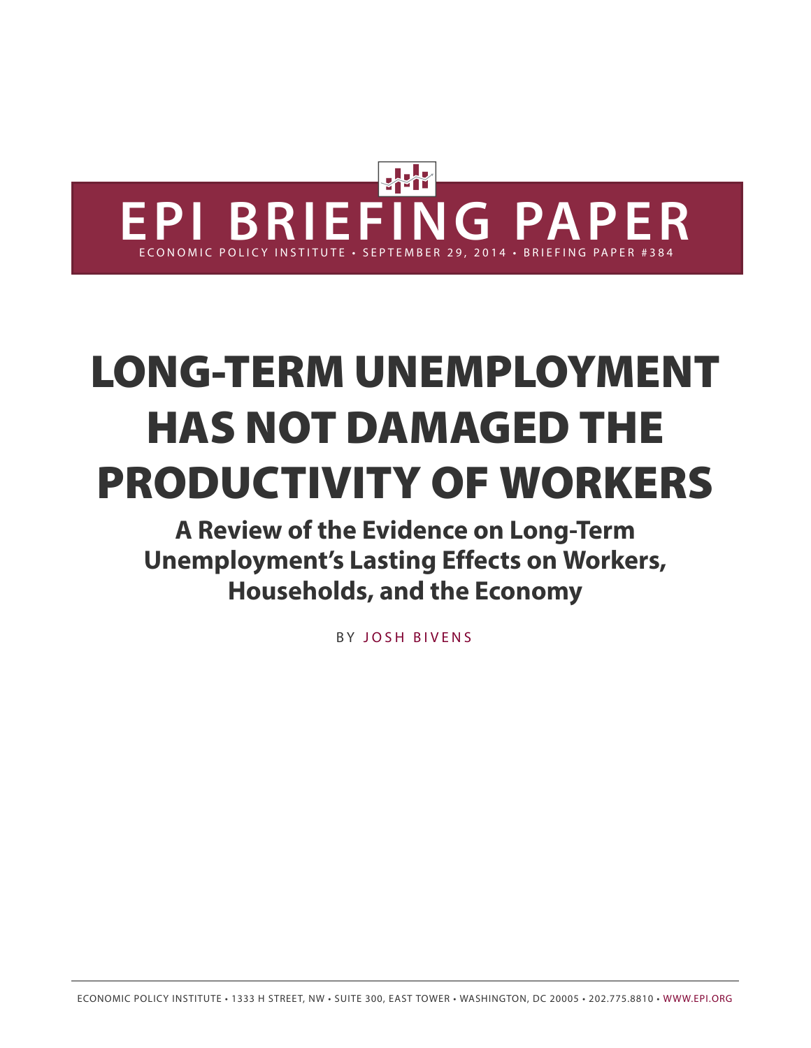# EPI BRIEFING PAPER

ECONOMIC POLICY INSTITUTE • SEPTEMBER 29, 2014 • BRIEFING PAPER #384

# LONG-TERM UNEMPLOYMENT HAS NOT DAMAGED THE PRODUCTIVITY OF WORKERS

## A Review of the Evidence on Long-Term Unemployment's Lasting Effects on Workers, Households, and the Economy

BY JOSH BIVENS

ECONOMIC POLICY INSTITUTE • 1333 H STREET, NW • SUITE 300, EAST TOWER • WASHINGTON, DC 20005 • 202.775.8810 • WWW.EPI.ORG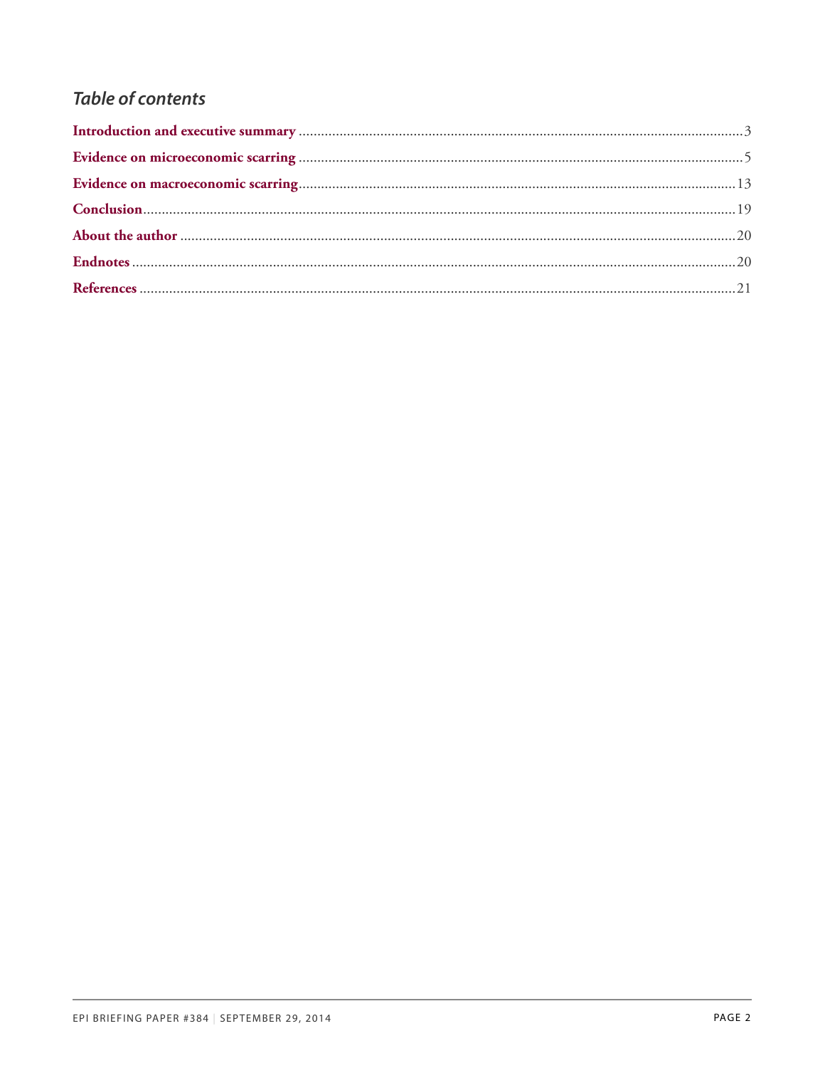## *Table of contents*

**Introduction and executive summary** .......... 3

**Evidence on microeconomic scarring** .......... 5

**Evidence on macroeconomic scarring** .......... 13

**Conclusion** .......... 19

**About the author** .......... 20

**Endnotes** .......... 20

**References** .......... 21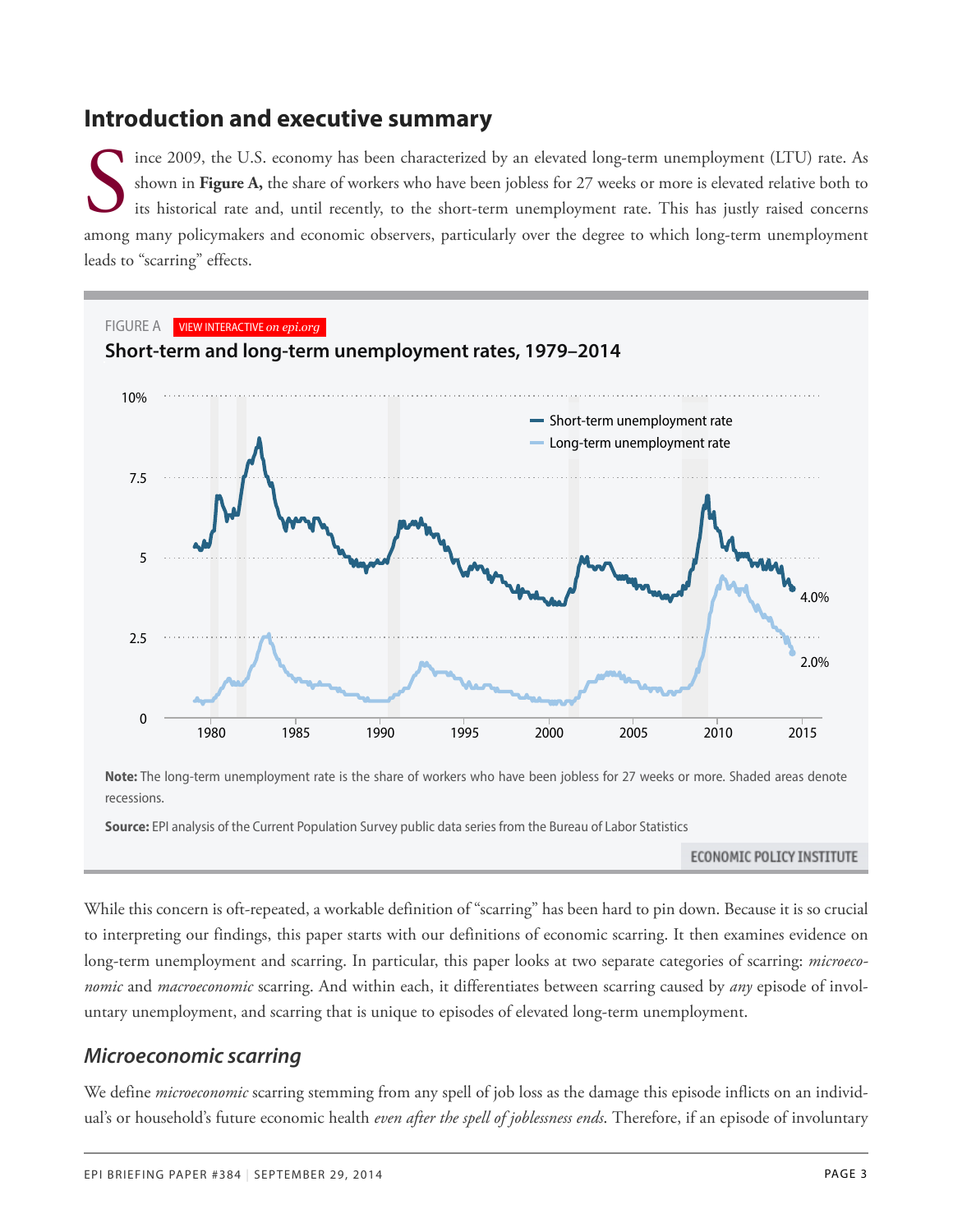## Introduction and executive summary

Since 2009, the U.S. economy has been characterized by an elevated long-term unemployment (LTU) rate. As shown in **Figure A,** the share of workers who have been jobless for 27 weeks or more is elevated relative both to its historical rate and, until recently, to the short-term unemployment rate. This has justly raised concerns among many policymakers and economic observers, particularly over the degree to which long-term unemployment leads to "scarring" effects.

FIGURE A VIEW INTERACTIVE *on epi.org*

**Short-term and long-term unemployment rates, 1979–2014**

**Note:** The long-term unemployment rate is the share of workers who have been jobless for 27 weeks or more. Shaded areas denote recessions.

**Source:** EPI analysis of the Current Population Survey public data series from the Bureau of Labor Statistics

ECONOMIC POLICY INSTITUTE

While this concern is oft-repeated, a workable definition of "scarring" has been hard to pin down. Because it is so crucial to interpreting our findings, this paper starts with our definitions of economic scarring. It then examines evidence on long-term unemployment and scarring. In particular, this paper looks at two separate categories of scarring: *microeconomic* and *macroeconomic* scarring. And within each, it differentiates between scarring caused by *any* episode of involuntary unemployment, and scarring that is unique to episodes of elevated long-term unemployment.

### *Microeconomic scarring*

We define *microeconomic* scarring stemming from any spell of job loss as the damage this episode inflicts on an individual's or household's future economic health *even after the spell of joblessness ends*. Therefore, if an episode of involuntary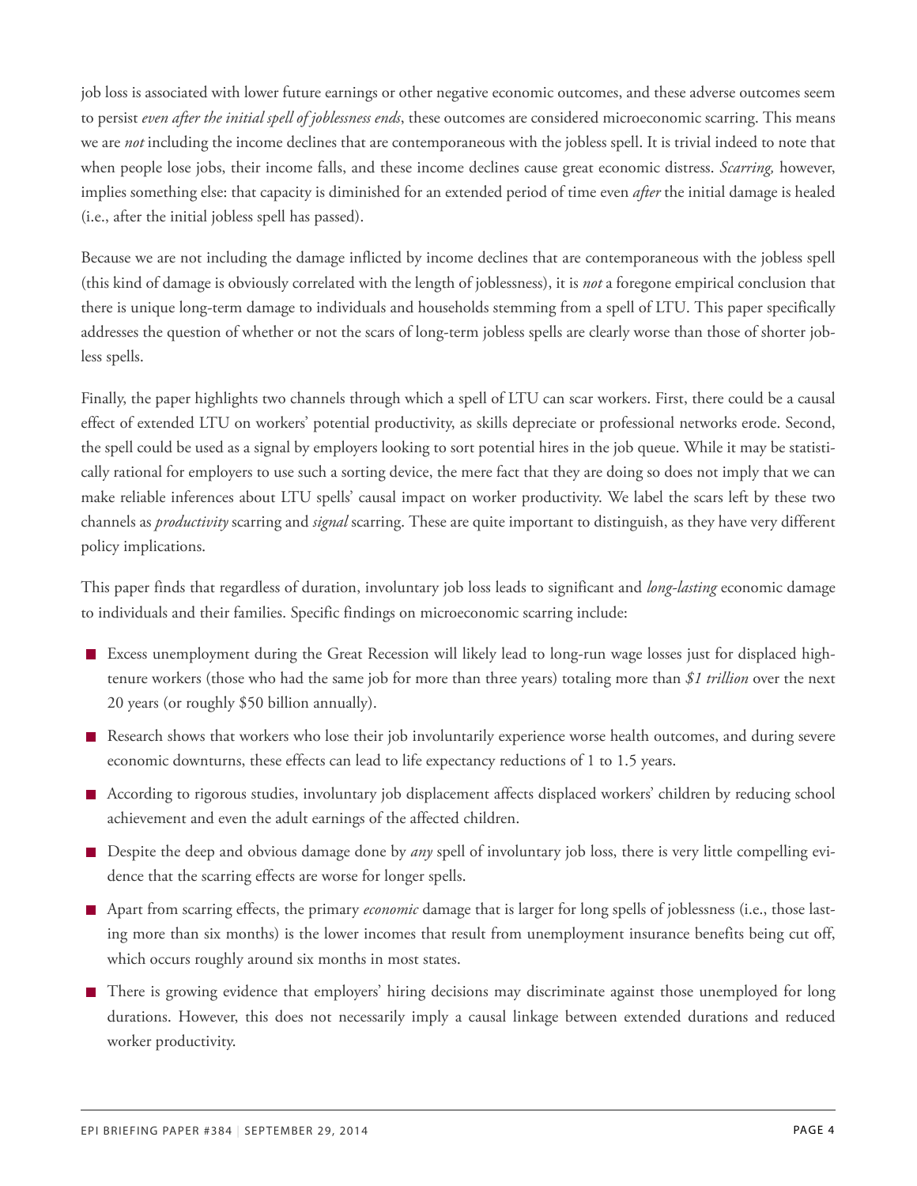job loss is associated with lower future earnings or other negative economic outcomes, and these adverse outcomes seem to persist *even after the initial spell of joblessness ends*, these outcomes are considered microeconomic scarring. This means we are *not* including the income declines that are contemporaneous with the jobless spell. It is trivial indeed to note that when people lose jobs, their income falls, and these income declines cause great economic distress. *Scarring,* however, implies something else: that capacity is diminished for an extended period of time even *after* the initial damage is healed (i.e., after the initial jobless spell has passed).

Because we are not including the damage inflicted by income declines that are contemporaneous with the jobless spell (this kind of damage is obviously correlated with the length of joblessness), it is *not* a foregone empirical conclusion that there is unique long-term damage to individuals and households stemming from a spell of LTU. This paper specifically addresses the question of whether or not the scars of long-term jobless spells are clearly worse than those of shorter jobless spells.

Finally, the paper highlights two channels through which a spell of LTU can scar workers. First, there could be a causal effect of extended LTU on workers' potential productivity, as skills depreciate or professional networks erode. Second, the spell could be used as a signal by employers looking to sort potential hires in the job queue. While it may be statistically rational for employers to use such a sorting device, the mere fact that they are doing so does not imply that we can make reliable inferences about LTU spells' causal impact on worker productivity. We label the scars left by these two channels as *productivity* scarring and *signal* scarring. These are quite important to distinguish, as they have very different policy implications.

This paper finds that regardless of duration, involuntary job loss leads to significant and *long-lasting* economic damage to individuals and their families. Specific findings on microeconomic scarring include:

- Excess unemployment during the Great Recession will likely lead to long-run wage losses just for displaced high-tenure workers (those who had the same job for more than three years) totaling more than *$1 trillion* over the next 20 years (or roughly $50 billion annually).
- Research shows that workers who lose their job involuntarily experience worse health outcomes, and during severe economic downturns, these effects can lead to life expectancy reductions of 1 to 1.5 years.
- According to rigorous studies, involuntary job displacement affects displaced workers' children by reducing school achievement and even the adult earnings of the affected children.
- Despite the deep and obvious damage done by *any* spell of involuntary job loss, there is very little compelling evidence that the scarring effects are worse for longer spells.
- Apart from scarring effects, the primary *economic* damage that is larger for long spells of joblessness (i.e., those lasting more than six months) is the lower incomes that result from unemployment insurance benefits being cut off, which occurs roughly around six months in most states.
- There is growing evidence that employers' hiring decisions may discriminate against those unemployed for long durations. However, this does not necessarily imply a causal linkage between extended durations and reduced worker productivity.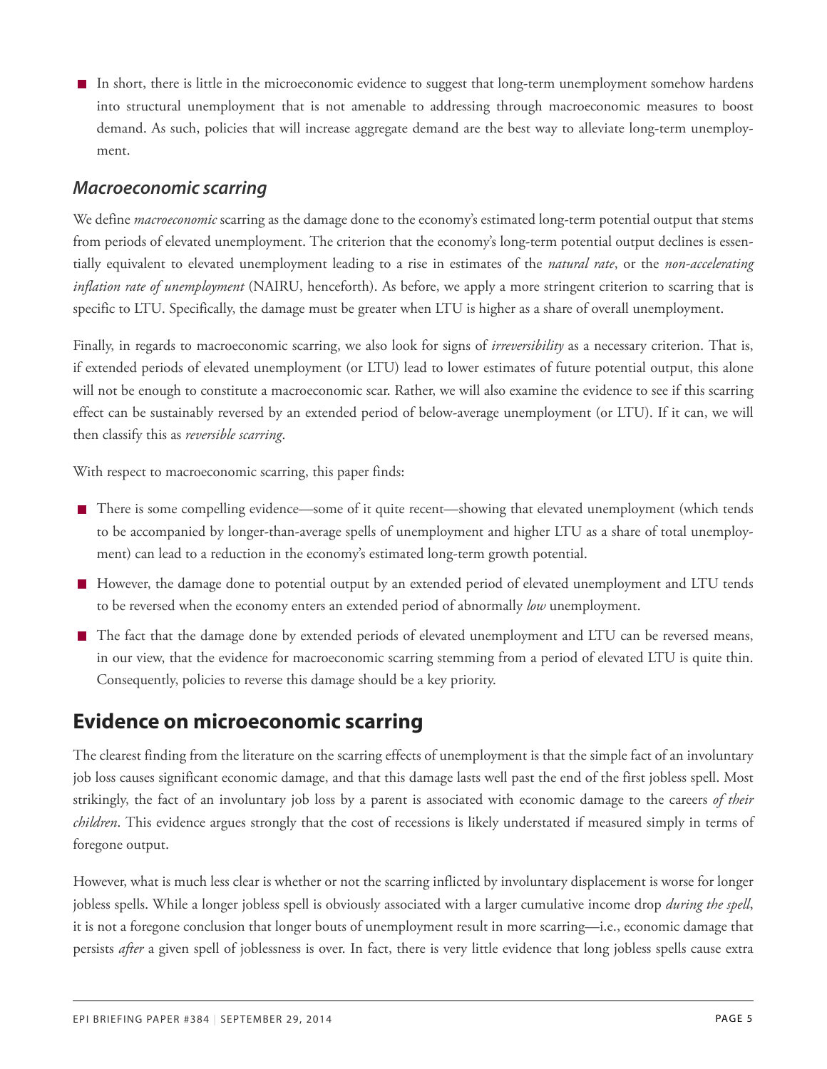- In short, there is little in the microeconomic evidence to suggest that long-term unemployment somehow hardens into structural unemployment that is not amenable to addressing through macroeconomic measures to boost demand. As such, policies that will increase aggregate demand are the best way to alleviate long-term unemployment.

### *Macroeconomic scarring*

We define *macroeconomic* scarring as the damage done to the economy's estimated long-term potential output that stems from periods of elevated unemployment. The criterion that the economy's long-term potential output declines is essentially equivalent to elevated unemployment leading to a rise in estimates of the *natural rate*, or the *non-accelerating inflation rate of unemployment* (NAIRU, henceforth). As before, we apply a more stringent criterion to scarring that is specific to LTU. Specifically, the damage must be greater when LTU is higher as a share of overall unemployment.

Finally, in regards to macroeconomic scarring, we also look for signs of *irreversibility* as a necessary criterion. That is, if extended periods of elevated unemployment (or LTU) lead to lower estimates of future potential output, this alone will not be enough to constitute a macroeconomic scar. Rather, we will also examine the evidence to see if this scarring effect can be sustainably reversed by an extended period of below-average unemployment (or LTU). If it can, we will then classify this as *reversible scarring*.

With respect to macroeconomic scarring, this paper finds:

- There is some compelling evidence—some of it quite recent—showing that elevated unemployment (which tends to be accompanied by longer-than-average spells of unemployment and higher LTU as a share of total unemployment) can lead to a reduction in the economy's estimated long-term growth potential.
- However, the damage done to potential output by an extended period of elevated unemployment and LTU tends to be reversed when the economy enters an extended period of abnormally *low* unemployment.
- The fact that the damage done by extended periods of elevated unemployment and LTU can be reversed means, in our view, that the evidence for macroeconomic scarring stemming from a period of elevated LTU is quite thin. Consequently, policies to reverse this damage should be a key priority.

## Evidence on microeconomic scarring

The clearest finding from the literature on the scarring effects of unemployment is that the simple fact of an involuntary job loss causes significant economic damage, and that this damage lasts well past the end of the first jobless spell. Most strikingly, the fact of an involuntary job loss by a parent is associated with economic damage to the careers *of their children*. This evidence argues strongly that the cost of recessions is likely understated if measured simply in terms of foregone output.

However, what is much less clear is whether or not the scarring inflicted by involuntary displacement is worse for longer jobless spells. While a longer jobless spell is obviously associated with a larger cumulative income drop *during the spell*, it is not a foregone conclusion that longer bouts of unemployment result in more scarring—i.e., economic damage that persists *after* a given spell of joblessness is over. In fact, there is very little evidence that long jobless spells cause extra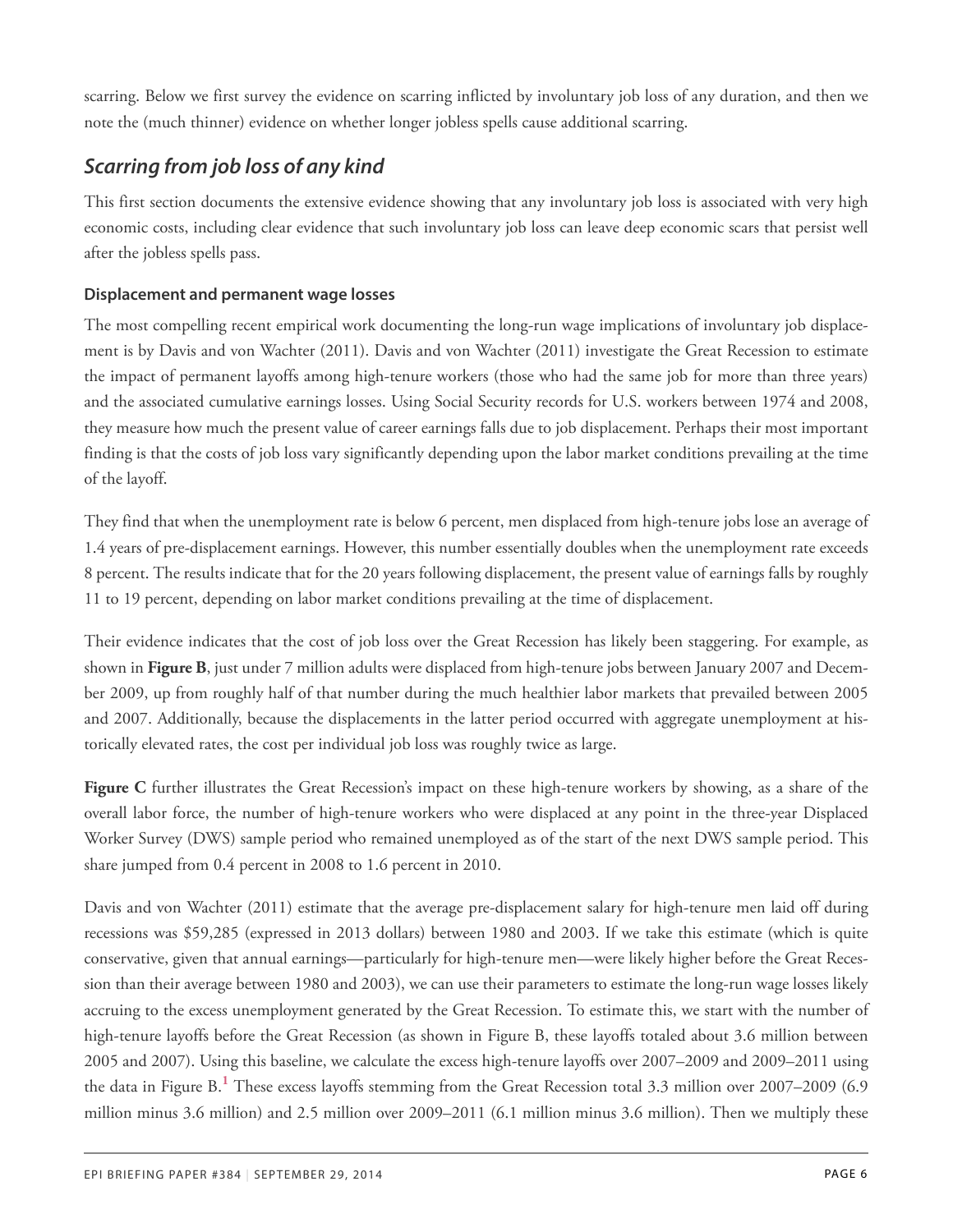scarring. Below we first survey the evidence on scarring inflicted by involuntary job loss of any duration, and then we note the (much thinner) evidence on whether longer jobless spells cause additional scarring.

## *Scarring from job loss of any kind*

This first section documents the extensive evidence showing that any involuntary job loss is associated with very high economic costs, including clear evidence that such involuntary job loss can leave deep economic scars that persist well after the jobless spells pass.

### Displacement and permanent wage losses

The most compelling recent empirical work documenting the long-run wage implications of involuntary job displacement is by Davis and von Wachter (2011). Davis and von Wachter (2011) investigate the Great Recession to estimate the impact of permanent layoffs among high-tenure workers (those who had the same job for more than three years) and the associated cumulative earnings losses. Using Social Security records for U.S. workers between 1974 and 2008, they measure how much the present value of career earnings falls due to job displacement. Perhaps their most important finding is that the costs of job loss vary significantly depending upon the labor market conditions prevailing at the time of the layoff.

They find that when the unemployment rate is below 6 percent, men displaced from high-tenure jobs lose an average of 1.4 years of pre-displacement earnings. However, this number essentially doubles when the unemployment rate exceeds 8 percent. The results indicate that for the 20 years following displacement, the present value of earnings falls by roughly 11 to 19 percent, depending on labor market conditions prevailing at the time of displacement.

Their evidence indicates that the cost of job loss over the Great Recession has likely been staggering. For example, as shown in **Figure B**, just under 7 million adults were displaced from high-tenure jobs between January 2007 and December 2009, up from roughly half of that number during the much healthier labor markets that prevailed between 2005 and 2007. Additionally, because the displacements in the latter period occurred with aggregate unemployment at historically elevated rates, the cost per individual job loss was roughly twice as large.

**Figure C** further illustrates the Great Recession's impact on these high-tenure workers by showing, as a share of the overall labor force, the number of high-tenure workers who were displaced at any point in the three-year Displaced Worker Survey (DWS) sample period who remained unemployed as of the start of the next DWS sample period. This share jumped from 0.4 percent in 2008 to 1.6 percent in 2010.

Davis and von Wachter (2011) estimate that the average pre-displacement salary for high-tenure men laid off during recessions was $59,285 (expressed in 2013 dollars) between 1980 and 2003. If we take this estimate (which is quite conservative, given that annual earnings—particularly for high-tenure men—were likely higher before the Great Recession than their average between 1980 and 2003), we can use their parameters to estimate the long-run wage losses likely accruing to the excess unemployment generated by the Great Recession. To estimate this, we start with the number of high-tenure layoffs before the Great Recession (as shown in Figure B, these layoffs totaled about 3.6 million between 2005 and 2007). Using this baseline, we calculate the excess high-tenure layoffs over 2007–2009 and 2009–2011 using the data in Figure B.[1] These excess layoffs stemming from the Great Recession total 3.3 million over 2007–2009 (6.9 million minus 3.6 million) and 2.5 million over 2009–2011 (6.1 million minus 3.6 million). Then we multiply these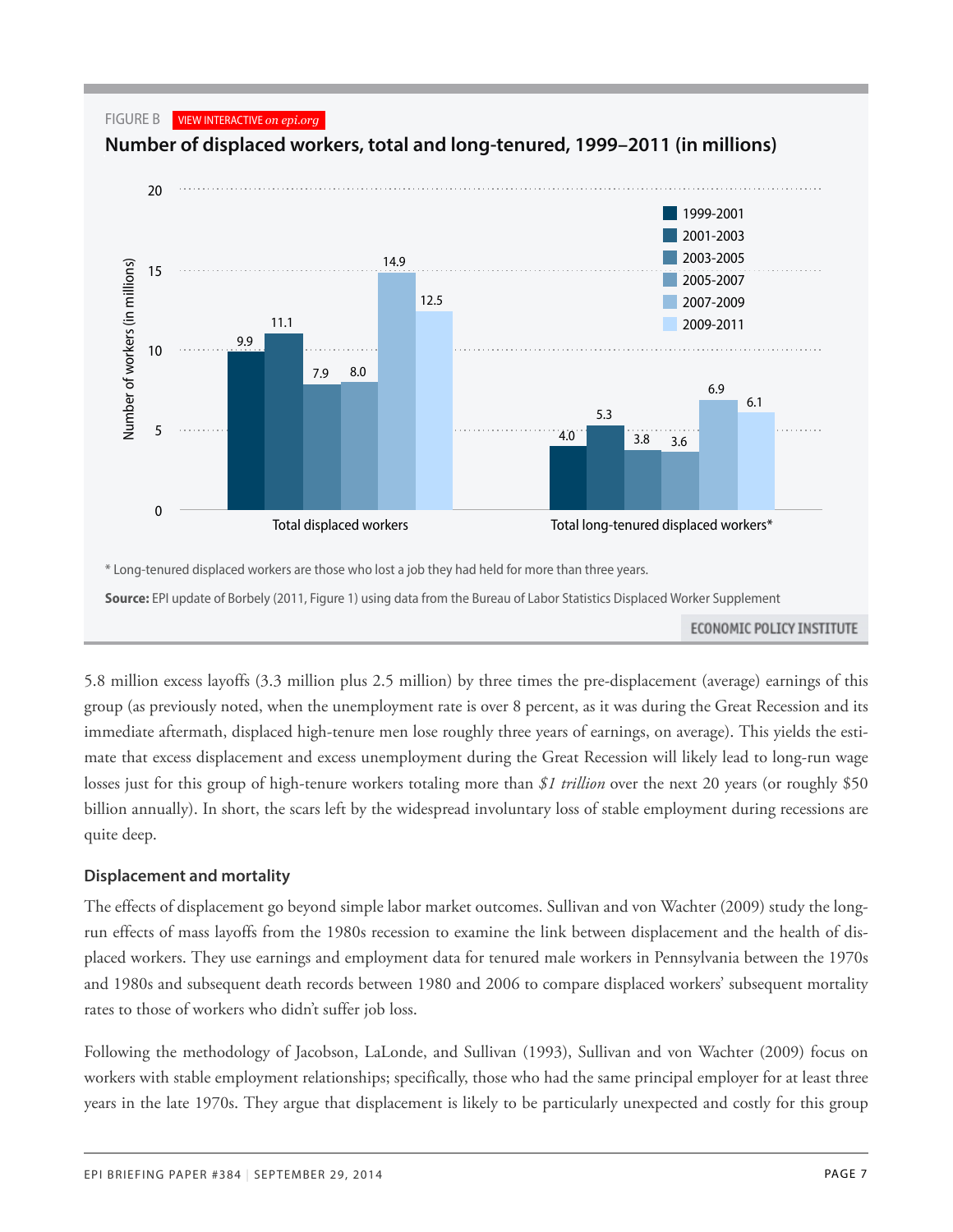FIGURE B VIEW INTERACTIVE *on epi.org*

**Number of displaced workers, total and long-tenured, 1999–2011 (in millions)**

| | 1999-2001 | 2001-2003 | 2003-2005 | 2005-2007 | 2007-2009 | 2009-2011 |
|---|---|---|---|---|---|---|
| Total displaced workers | 9.9 | 11.1 | 7.9 | 8.0 | 14.9 | 12.5 |
| Total long-tenured displaced workers* | 4.0 | 5.3 | 3.8 | 3.6 | 6.9 | 6.1 |

\* Long-tenured displaced workers are those who lost a job they had held for more than three years.

**Source:** EPI update of Borbely (2011, Figure 1) using data from the Bureau of Labor Statistics Displaced Worker Supplement

ECONOMIC POLICY INSTITUTE

5.8 million excess layoffs (3.3 million plus 2.5 million) by three times the pre-displacement (average) earnings of this group (as previously noted, when the unemployment rate is over 8 percent, as it was during the Great Recession and its immediate aftermath, displaced high-tenure men lose roughly three years of earnings, on average). This yields the estimate that excess displacement and excess unemployment during the Great Recession will likely lead to long-run wage losses just for this group of high-tenure workers totaling more than *$1 trillion* over the next 20 years (or roughly $50 billion annually). In short, the scars left by the widespread involuntary loss of stable employment during recessions are quite deep.

### Displacement and mortality

The effects of displacement go beyond simple labor market outcomes. Sullivan and von Wachter (2009) study the long-run effects of mass layoffs from the 1980s recession to examine the link between displacement and the health of displaced workers. They use earnings and employment data for tenured male workers in Pennsylvania between the 1970s and 1980s and subsequent death records between 1980 and 2006 to compare displaced workers' subsequent mortality rates to those of workers who didn't suffer job loss.

Following the methodology of Jacobson, LaLonde, and Sullivan (1993), Sullivan and von Wachter (2009) focus on workers with stable employment relationships; specifically, those who had the same principal employer for at least three years in the late 1970s. They argue that displacement is likely to be particularly unexpected and costly for this group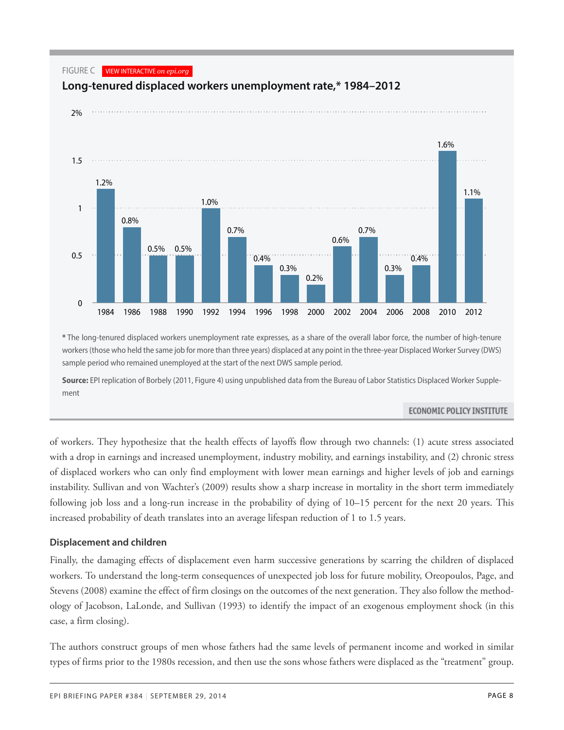FIGURE C

**Long-tenured displaced workers unemployment rate,* 1984–2012**

| Year | Rate |
|---|---|
| 1984 | 1.2% |
| 1986 | 0.8% |
| 1988 | 0.5% |
| 1990 | 0.5% |
| 1992 | 1.0% |
| 1994 | 0.7% |
| 1996 | 0.4% |
| 1998 | 0.3% |
| 2000 | 0.2% |
| 2002 | 0.6% |
| 2004 | 0.7% |
| 2006 | 0.3% |
| 2008 | 0.4% |
| 2010 | 1.6% |
| 2012 | 1.1% |

**\*** The long-tenured displaced workers unemployment rate expresses, as a share of the overall labor force, the number of high-tenure workers (those who held the same job for more than three years) displaced at any point in the three-year Displaced Worker Survey (DWS) sample period who remained unemployed at the start of the next DWS sample period.

**Source:** EPI replication of Borbely (2011, Figure 4) using unpublished data from the Bureau of Labor Statistics Displaced Worker Supplement

of workers. They hypothesize that the health effects of layoffs flow through two channels: (1) acute stress associated with a drop in earnings and increased unemployment, industry mobility, and earnings instability, and (2) chronic stress of displaced workers who can only find employment with lower mean earnings and higher levels of job and earnings instability. Sullivan and von Wachter's (2009) results show a sharp increase in mortality in the short term immediately following job loss and a long-run increase in the probability of dying of 10–15 percent for the next 20 years. This increased probability of death translates into an average lifespan reduction of 1 to 1.5 years.

### Displacement and children

Finally, the damaging effects of displacement even harm successive generations by scarring the children of displaced workers. To understand the long-term consequences of unexpected job loss for future mobility, Oreopoulos, Page, and Stevens (2008) examine the effect of firm closings on the outcomes of the next generation. They also follow the methodology of Jacobson, LaLonde, and Sullivan (1993) to identify the impact of an exogenous employment shock (in this case, a firm closing).

The authors construct groups of men whose fathers had the same levels of permanent income and worked in similar types of firms prior to the 1980s recession, and then use the sons whose fathers were displaced as the "treatment" group.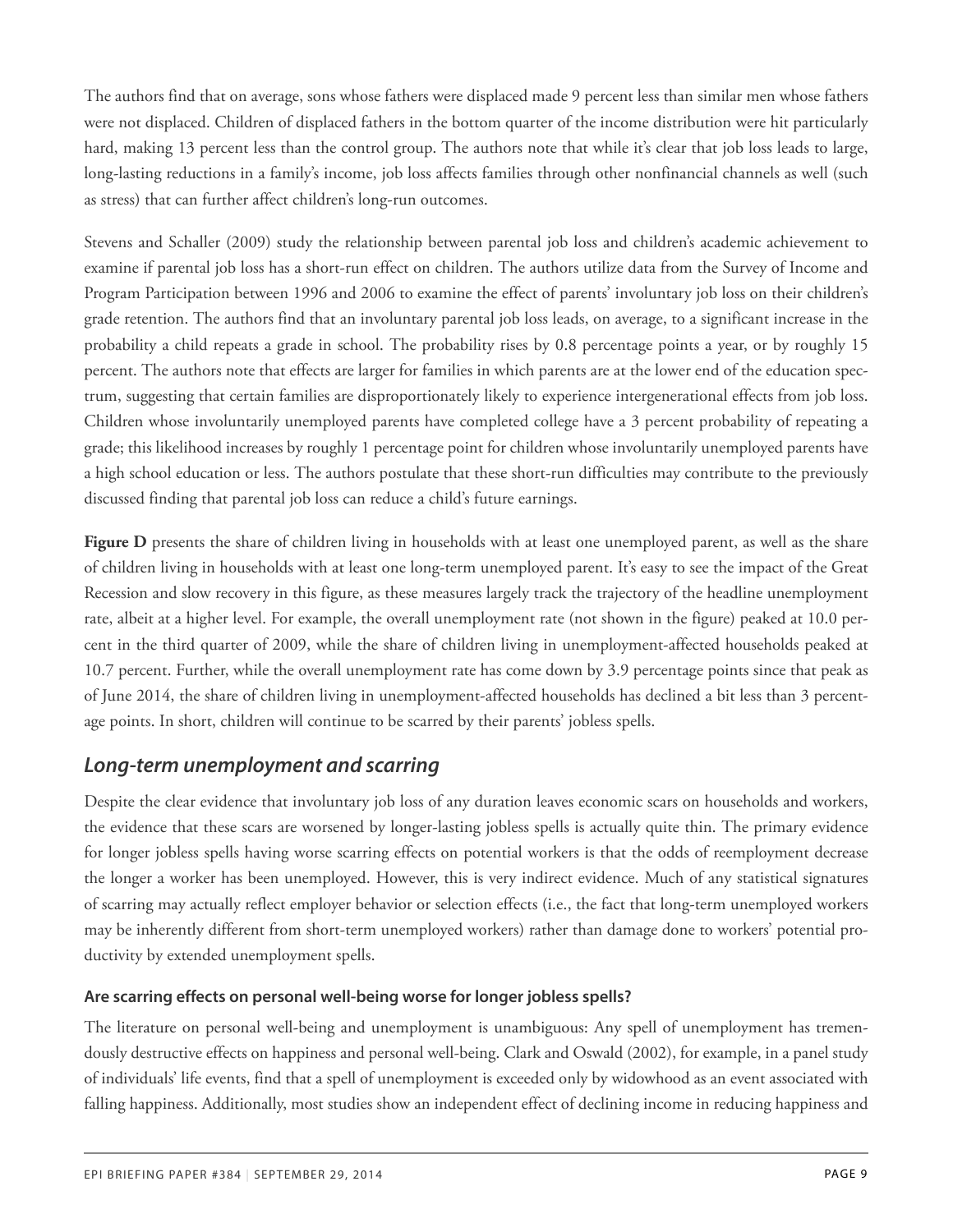The authors find that on average, sons whose fathers were displaced made 9 percent less than similar men whose fathers were not displaced. Children of displaced fathers in the bottom quarter of the income distribution were hit particularly hard, making 13 percent less than the control group. The authors note that while it's clear that job loss leads to large, long-lasting reductions in a family's income, job loss affects families through other nonfinancial channels as well (such as stress) that can further affect children's long-run outcomes.

Stevens and Schaller (2009) study the relationship between parental job loss and children's academic achievement to examine if parental job loss has a short-run effect on children. The authors utilize data from the Survey of Income and Program Participation between 1996 and 2006 to examine the effect of parents' involuntary job loss on their children's grade retention. The authors find that an involuntary parental job loss leads, on average, to a significant increase in the probability a child repeats a grade in school. The probability rises by 0.8 percentage points a year, or by roughly 15 percent. The authors note that effects are larger for families in which parents are at the lower end of the education spectrum, suggesting that certain families are disproportionately likely to experience intergenerational effects from job loss. Children whose involuntarily unemployed parents have completed college have a 3 percent probability of repeating a grade; this likelihood increases by roughly 1 percentage point for children whose involuntarily unemployed parents have a high school education or less. The authors postulate that these short-run difficulties may contribute to the previously discussed finding that parental job loss can reduce a child's future earnings.

**Figure D** presents the share of children living in households with at least one unemployed parent, as well as the share of children living in households with at least one long-term unemployed parent. It's easy to see the impact of the Great Recession and slow recovery in this figure, as these measures largely track the trajectory of the headline unemployment rate, albeit at a higher level. For example, the overall unemployment rate (not shown in the figure) peaked at 10.0 percent in the third quarter of 2009, while the share of children living in unemployment-affected households peaked at 10.7 percent. Further, while the overall unemployment rate has come down by 3.9 percentage points since that peak as of June 2014, the share of children living in unemployment-affected households has declined a bit less than 3 percentage points. In short, children will continue to be scarred by their parents' jobless spells.

## *Long-term unemployment and scarring*

Despite the clear evidence that involuntary job loss of any duration leaves economic scars on households and workers, the evidence that these scars are worsened by longer-lasting jobless spells is actually quite thin. The primary evidence for longer jobless spells having worse scarring effects on potential workers is that the odds of reemployment decrease the longer a worker has been unemployed. However, this is very indirect evidence. Much of any statistical signatures of scarring may actually reflect employer behavior or selection effects (i.e., the fact that long-term unemployed workers may be inherently different from short-term unemployed workers) rather than damage done to workers' potential productivity by extended unemployment spells.

### Are scarring effects on personal well-being worse for longer jobless spells?

The literature on personal well-being and unemployment is unambiguous: Any spell of unemployment has tremendously destructive effects on happiness and personal well-being. Clark and Oswald (2002), for example, in a panel study of individuals' life events, find that a spell of unemployment is exceeded only by widowhood as an event associated with falling happiness. Additionally, most studies show an independent effect of declining income in reducing happiness and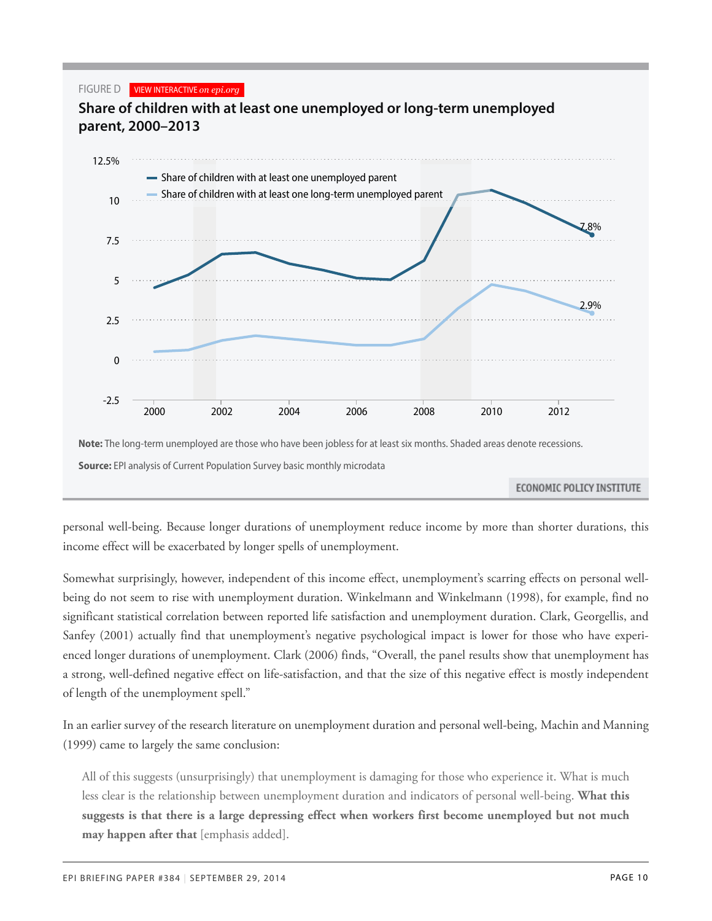FIGURE D VIEW INTERACTIVE *on epi.org*

**Share of children with at least one unemployed or long-term unemployed parent, 2000–2013**

**Note:** The long-term unemployed are those who have been jobless for at least six months. Shaded areas denote recessions.

**Source:** EPI analysis of Current Population Survey basic monthly microdata

personal well-being. Because longer durations of unemployment reduce income by more than shorter durations, this income effect will be exacerbated by longer spells of unemployment.

Somewhat surprisingly, however, independent of this income effect, unemployment's scarring effects on personal well-being do not seem to rise with unemployment duration. Winkelmann and Winkelmann (1998), for example, find no significant statistical correlation between reported life satisfaction and unemployment duration. Clark, Georgellis, and Sanfey (2001) actually find that unemployment's negative psychological impact is lower for those who have experienced longer durations of unemployment. Clark (2006) finds, "Overall, the panel results show that unemployment has a strong, well-defined negative effect on life-satisfaction, and that the size of this negative effect is mostly independent of length of the unemployment spell."

In an earlier survey of the research literature on unemployment duration and personal well-being, Machin and Manning (1999) came to largely the same conclusion:

> All of this suggests (unsurprisingly) that unemployment is damaging for those who experience it. What is much less clear is the relationship between unemployment duration and indicators of personal well-being. **What this suggests is that there is a large depressing effect when workers first become unemployed but not much may happen after that** [emphasis added].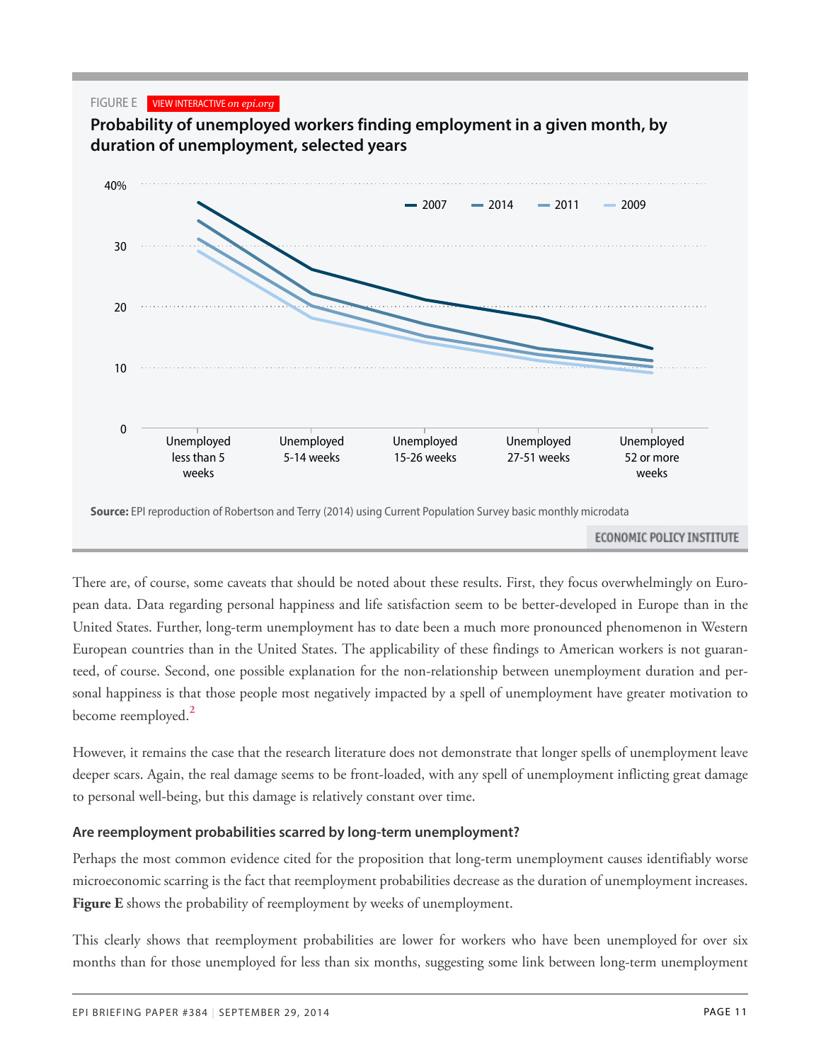FIGURE E VIEW INTERACTIVE *on epi.org*

**Probability of unemployed workers finding employment in a given month, by duration of unemployment, selected years**

**Source:** EPI reproduction of Robertson and Terry (2014) using Current Population Survey basic monthly microdata

There are, of course, some caveats that should be noted about these results. First, they focus overwhelmingly on European data. Data regarding personal happiness and life satisfaction seem to be better-developed in Europe than in the United States. Further, long-term unemployment has to date been a much more pronounced phenomenon in Western European countries than in the United States. The applicability of these findings to American workers is not guaranteed, of course. Second, one possible explanation for the non-relationship between unemployment duration and personal happiness is that those people most negatively impacted by a spell of unemployment have greater motivation to become reemployed.[2]

However, it remains the case that the research literature does not demonstrate that longer spells of unemployment leave deeper scars. Again, the real damage seems to be front-loaded, with any spell of unemployment inflicting great damage to personal well-being, but this damage is relatively constant over time.

### Are reemployment probabilities scarred by long-term unemployment?

Perhaps the most common evidence cited for the proposition that long-term unemployment causes identifiably worse microeconomic scarring is the fact that reemployment probabilities decrease as the duration of unemployment increases. **Figure E** shows the probability of reemployment by weeks of unemployment.

This clearly shows that reemployment probabilities are lower for workers who have been unemployed for over six months than for those unemployed for less than six months, suggesting some link between long-term unemployment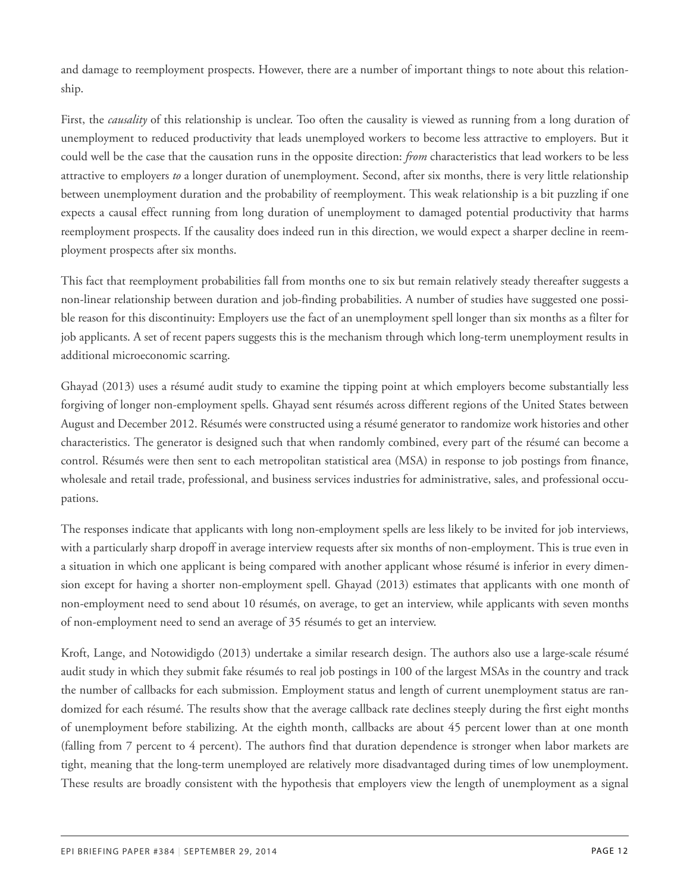and damage to reemployment prospects. However, there are a number of important things to note about this relationship.

First, the *causality* of this relationship is unclear. Too often the causality is viewed as running from a long duration of unemployment to reduced productivity that leads unemployed workers to become less attractive to employers. But it could well be the case that the causation runs in the opposite direction: *from* characteristics that lead workers to be less attractive to employers *to* a longer duration of unemployment. Second, after six months, there is very little relationship between unemployment duration and the probability of reemployment. This weak relationship is a bit puzzling if one expects a causal effect running from long duration of unemployment to damaged potential productivity that harms reemployment prospects. If the causality does indeed run in this direction, we would expect a sharper decline in reemployment prospects after six months.

This fact that reemployment probabilities fall from months one to six but remain relatively steady thereafter suggests a non-linear relationship between duration and job-finding probabilities. A number of studies have suggested one possible reason for this discontinuity: Employers use the fact of an unemployment spell longer than six months as a filter for job applicants. A set of recent papers suggests this is the mechanism through which long-term unemployment results in additional microeconomic scarring.

Ghayad (2013) uses a résumé audit study to examine the tipping point at which employers become substantially less forgiving of longer non-employment spells. Ghayad sent résumés across different regions of the United States between August and December 2012. Résumés were constructed using a résumé generator to randomize work histories and other characteristics. The generator is designed such that when randomly combined, every part of the résumé can become a control. Résumés were then sent to each metropolitan statistical area (MSA) in response to job postings from finance, wholesale and retail trade, professional, and business services industries for administrative, sales, and professional occupations.

The responses indicate that applicants with long non-employment spells are less likely to be invited for job interviews, with a particularly sharp dropoff in average interview requests after six months of non-employment. This is true even in a situation in which one applicant is being compared with another applicant whose résumé is inferior in every dimension except for having a shorter non-employment spell. Ghayad (2013) estimates that applicants with one month of non-employment need to send about 10 résumés, on average, to get an interview, while applicants with seven months of non-employment need to send an average of 35 résumés to get an interview.

Kroft, Lange, and Notowidigdo (2013) undertake a similar research design. The authors also use a large-scale résumé audit study in which they submit fake résumés to real job postings in 100 of the largest MSAs in the country and track the number of callbacks for each submission. Employment status and length of current unemployment status are randomized for each résumé. The results show that the average callback rate declines steeply during the first eight months of unemployment before stabilizing. At the eighth month, callbacks are about 45 percent lower than at one month (falling from 7 percent to 4 percent). The authors find that duration dependence is stronger when labor markets are tight, meaning that the long-term unemployed are relatively more disadvantaged during times of low unemployment. These results are broadly consistent with the hypothesis that employers view the length of unemployment as a signal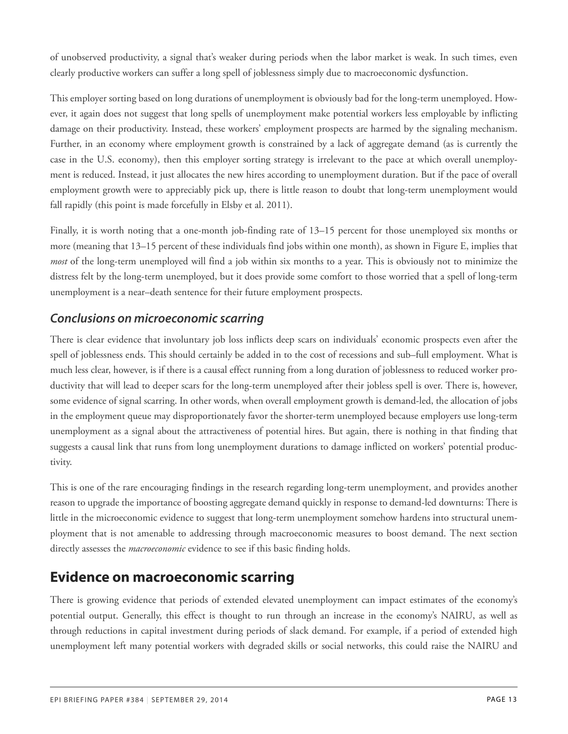of unobserved productivity, a signal that's weaker during periods when the labor market is weak. In such times, even clearly productive workers can suffer a long spell of joblessness simply due to macroeconomic dysfunction.

This employer sorting based on long durations of unemployment is obviously bad for the long-term unemployed. However, it again does not suggest that long spells of unemployment make potential workers less employable by inflicting damage on their productivity. Instead, these workers' employment prospects are harmed by the signaling mechanism. Further, in an economy where employment growth is constrained by a lack of aggregate demand (as is currently the case in the U.S. economy), then this employer sorting strategy is irrelevant to the pace at which overall unemployment is reduced. Instead, it just allocates the new hires according to unemployment duration. But if the pace of overall employment growth were to appreciably pick up, there is little reason to doubt that long-term unemployment would fall rapidly (this point is made forcefully in Elsby et al. 2011).

Finally, it is worth noting that a one-month job-finding rate of 13–15 percent for those unemployed six months or more (meaning that 13–15 percent of these individuals find jobs within one month), as shown in Figure E, implies that *most* of the long-term unemployed will find a job within six months to a year. This is obviously not to minimize the distress felt by the long-term unemployed, but it does provide some comfort to those worried that a spell of long-term unemployment is a near–death sentence for their future employment prospects.

### *Conclusions on microeconomic scarring*

There is clear evidence that involuntary job loss inflicts deep scars on individuals' economic prospects even after the spell of joblessness ends. This should certainly be added in to the cost of recessions and sub–full employment. What is much less clear, however, is if there is a causal effect running from a long duration of joblessness to reduced worker productivity that will lead to deeper scars for the long-term unemployed after their jobless spell is over. There is, however, some evidence of signal scarring. In other words, when overall employment growth is demand-led, the allocation of jobs in the employment queue may disproportionately favor the shorter-term unemployed because employers use long-term unemployment as a signal about the attractiveness of potential hires. But again, there is nothing in that finding that suggests a causal link that runs from long unemployment durations to damage inflicted on workers' potential productivity.

This is one of the rare encouraging findings in the research regarding long-term unemployment, and provides another reason to upgrade the importance of boosting aggregate demand quickly in response to demand-led downturns: There is little in the microeconomic evidence to suggest that long-term unemployment somehow hardens into structural unemployment that is not amenable to addressing through macroeconomic measures to boost demand. The next section directly assesses the *macroeconomic* evidence to see if this basic finding holds.

## Evidence on macroeconomic scarring

There is growing evidence that periods of extended elevated unemployment can impact estimates of the economy's potential output. Generally, this effect is thought to run through an increase in the economy's NAIRU, as well as through reductions in capital investment during periods of slack demand. For example, if a period of extended high unemployment left many potential workers with degraded skills or social networks, this could raise the NAIRU and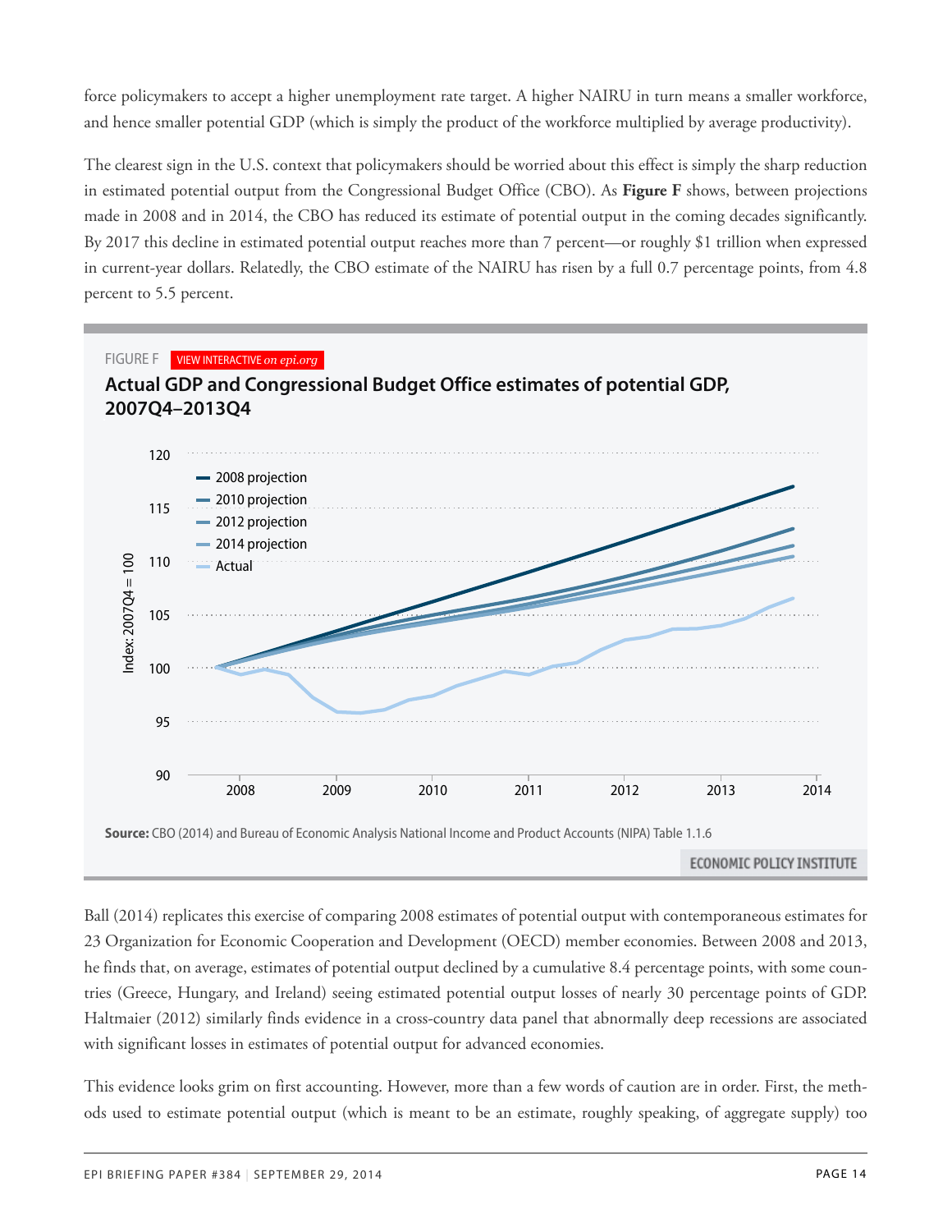force policymakers to accept a higher unemployment rate target. A higher NAIRU in turn means a smaller workforce, and hence smaller potential GDP (which is simply the product of the workforce multiplied by average productivity).

The clearest sign in the U.S. context that policymakers should be worried about this effect is simply the sharp reduction in estimated potential output from the Congressional Budget Office (CBO). As **Figure F** shows, between projections made in 2008 and in 2014, the CBO has reduced its estimate of potential output in the coming decades significantly. By 2017 this decline in estimated potential output reaches more than 7 percent—or roughly $1 trillion when expressed in current-year dollars. Relatedly, the CBO estimate of the NAIRU has risen by a full 0.7 percentage points, from 4.8 percent to 5.5 percent.

FIGURE F VIEW INTERACTIVE *on epi.org*

**Actual GDP and Congressional Budget Office estimates of potential GDP, 2007Q4–2013Q4**

**Source:** CBO (2014) and Bureau of Economic Analysis National Income and Product Accounts (NIPA) Table 1.1.6

ECONOMIC POLICY INSTITUTE

Ball (2014) replicates this exercise of comparing 2008 estimates of potential output with contemporaneous estimates for 23 Organization for Economic Cooperation and Development (OECD) member economies. Between 2008 and 2013, he finds that, on average, estimates of potential output declined by a cumulative 8.4 percentage points, with some countries (Greece, Hungary, and Ireland) seeing estimated potential output losses of nearly 30 percentage points of GDP. Haltmaier (2012) similarly finds evidence in a cross-country data panel that abnormally deep recessions are associated with significant losses in estimates of potential output for advanced economies.

This evidence looks grim on first accounting. However, more than a few words of caution are in order. First, the methods used to estimate potential output (which is meant to be an estimate, roughly speaking, of aggregate supply) too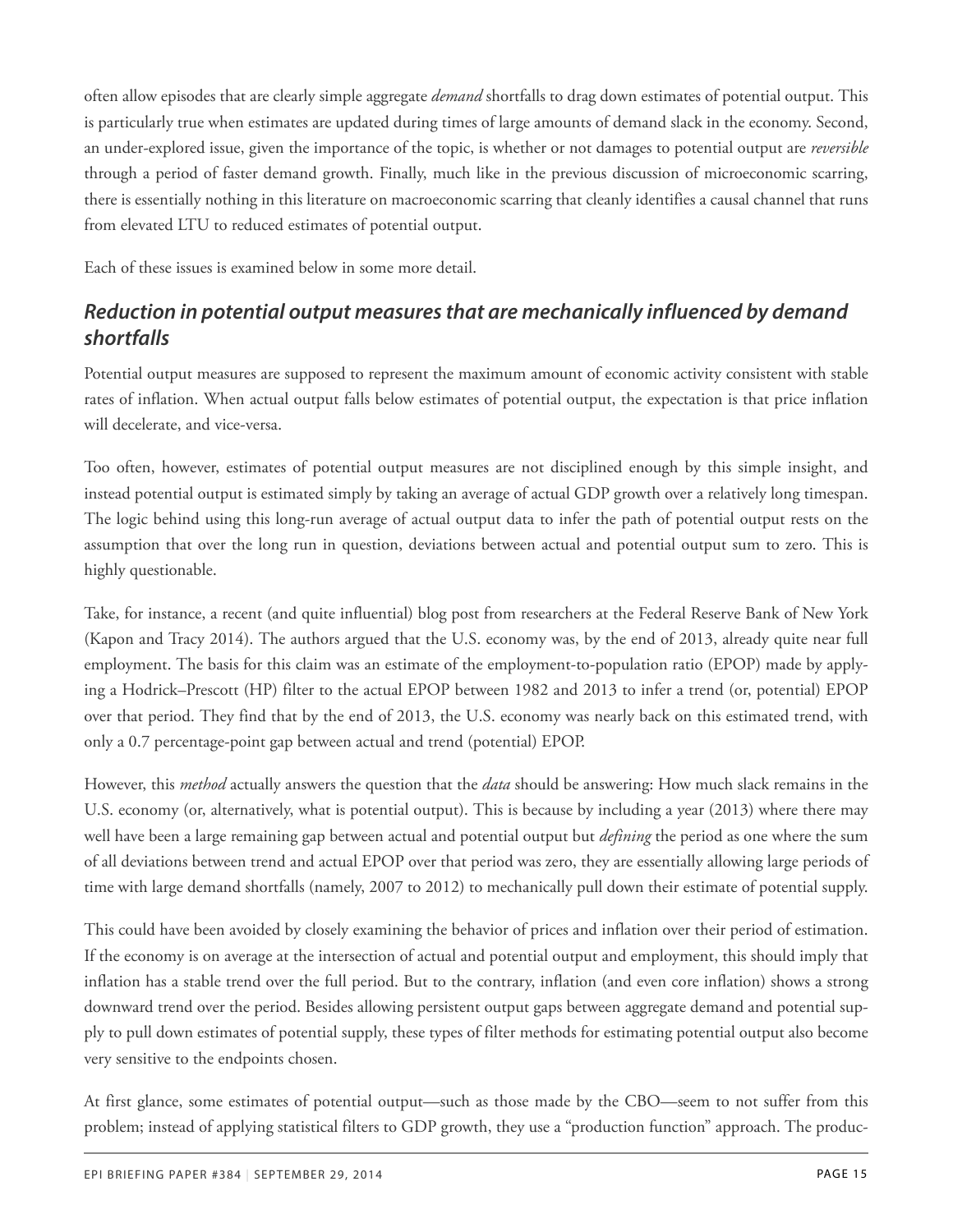often allow episodes that are clearly simple aggregate *demand* shortfalls to drag down estimates of potential output. This is particularly true when estimates are updated during times of large amounts of demand slack in the economy. Second, an under-explored issue, given the importance of the topic, is whether or not damages to potential output are *reversible* through a period of faster demand growth. Finally, much like in the previous discussion of microeconomic scarring, there is essentially nothing in this literature on macroeconomic scarring that cleanly identifies a causal channel that runs from elevated LTU to reduced estimates of potential output.

Each of these issues is examined below in some more detail.

### *Reduction in potential output measures that are mechanically influenced by demand shortfalls*

Potential output measures are supposed to represent the maximum amount of economic activity consistent with stable rates of inflation. When actual output falls below estimates of potential output, the expectation is that price inflation will decelerate, and vice-versa.

Too often, however, estimates of potential output measures are not disciplined enough by this simple insight, and instead potential output is estimated simply by taking an average of actual GDP growth over a relatively long timespan. The logic behind using this long-run average of actual output data to infer the path of potential output rests on the assumption that over the long run in question, deviations between actual and potential output sum to zero. This is highly questionable.

Take, for instance, a recent (and quite influential) blog post from researchers at the Federal Reserve Bank of New York (Kapon and Tracy 2014). The authors argued that the U.S. economy was, by the end of 2013, already quite near full employment. The basis for this claim was an estimate of the employment-to-population ratio (EPOP) made by applying a Hodrick–Prescott (HP) filter to the actual EPOP between 1982 and 2013 to infer a trend (or, potential) EPOP over that period. They find that by the end of 2013, the U.S. economy was nearly back on this estimated trend, with only a 0.7 percentage-point gap between actual and trend (potential) EPOP.

However, this *method* actually answers the question that the *data* should be answering: How much slack remains in the U.S. economy (or, alternatively, what is potential output). This is because by including a year (2013) where there may well have been a large remaining gap between actual and potential output but *defining* the period as one where the sum of all deviations between trend and actual EPOP over that period was zero, they are essentially allowing large periods of time with large demand shortfalls (namely, 2007 to 2012) to mechanically pull down their estimate of potential supply.

This could have been avoided by closely examining the behavior of prices and inflation over their period of estimation. If the economy is on average at the intersection of actual and potential output and employment, this should imply that inflation has a stable trend over the full period. But to the contrary, inflation (and even core inflation) shows a strong downward trend over the period. Besides allowing persistent output gaps between aggregate demand and potential supply to pull down estimates of potential supply, these types of filter methods for estimating potential output also become very sensitive to the endpoints chosen.

At first glance, some estimates of potential output—such as those made by the CBO—seem to not suffer from this problem; instead of applying statistical filters to GDP growth, they use a "production function" approach. The produc-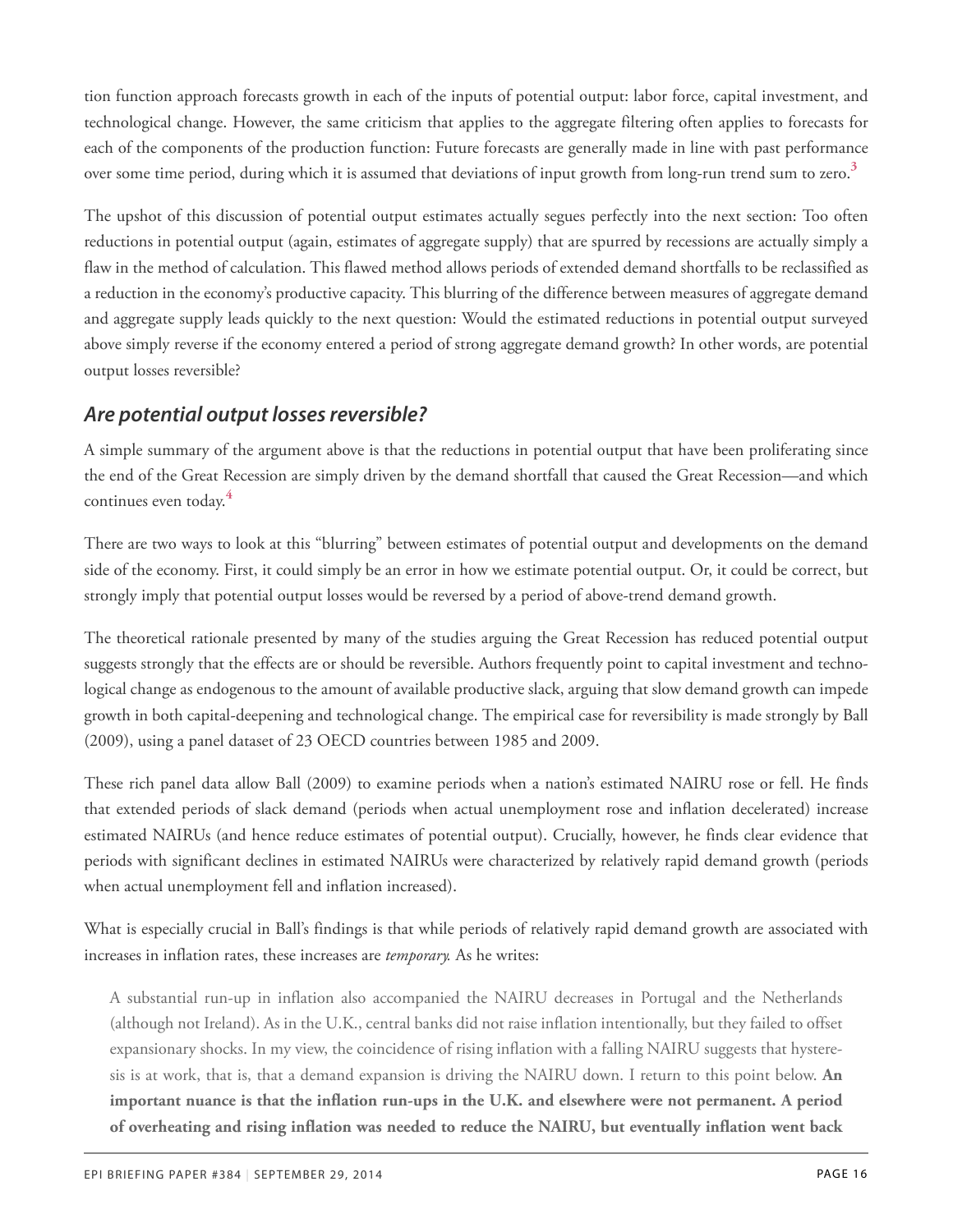tion function approach forecasts growth in each of the inputs of potential output: labor force, capital investment, and technological change. However, the same criticism that applies to the aggregate filtering often applies to forecasts for each of the components of the production function: Future forecasts are generally made in line with past performance over some time period, during which it is assumed that deviations of input growth from long-run trend sum to zero.[3]

The upshot of this discussion of potential output estimates actually segues perfectly into the next section: Too often reductions in potential output (again, estimates of aggregate supply) that are spurred by recessions are actually simply a flaw in the method of calculation. This flawed method allows periods of extended demand shortfalls to be reclassified as a reduction in the economy's productive capacity. This blurring of the difference between measures of aggregate demand and aggregate supply leads quickly to the next question: Would the estimated reductions in potential output surveyed above simply reverse if the economy entered a period of strong aggregate demand growth? In other words, are potential output losses reversible?

## *Are potential output losses reversible?*

A simple summary of the argument above is that the reductions in potential output that have been proliferating since the end of the Great Recession are simply driven by the demand shortfall that caused the Great Recession—and which continues even today.[4]

There are two ways to look at this "blurring" between estimates of potential output and developments on the demand side of the economy. First, it could simply be an error in how we estimate potential output. Or, it could be correct, but strongly imply that potential output losses would be reversed by a period of above-trend demand growth.

The theoretical rationale presented by many of the studies arguing the Great Recession has reduced potential output suggests strongly that the effects are or should be reversible. Authors frequently point to capital investment and technological change as endogenous to the amount of available productive slack, arguing that slow demand growth can impede growth in both capital-deepening and technological change. The empirical case for reversibility is made strongly by Ball (2009), using a panel dataset of 23 OECD countries between 1985 and 2009.

These rich panel data allow Ball (2009) to examine periods when a nation's estimated NAIRU rose or fell. He finds that extended periods of slack demand (periods when actual unemployment rose and inflation decelerated) increase estimated NAIRUs (and hence reduce estimates of potential output). Crucially, however, he finds clear evidence that periods with significant declines in estimated NAIRUs were characterized by relatively rapid demand growth (periods when actual unemployment fell and inflation increased).

What is especially crucial in Ball's findings is that while periods of relatively rapid demand growth are associated with increases in inflation rates, these increases are *temporary.* As he writes:

> A substantial run-up in inflation also accompanied the NAIRU decreases in Portugal and the Netherlands (although not Ireland). As in the U.K., central banks did not raise inflation intentionally, but they failed to offset expansionary shocks. In my view, the coincidence of rising inflation with a falling NAIRU suggests that hysteresis is at work, that is, that a demand expansion is driving the NAIRU down. I return to this point below. **An important nuance is that the inflation run-ups in the U.K. and elsewhere were not permanent. A period of overheating and rising inflation was needed to reduce the NAIRU, but eventually inflation went back**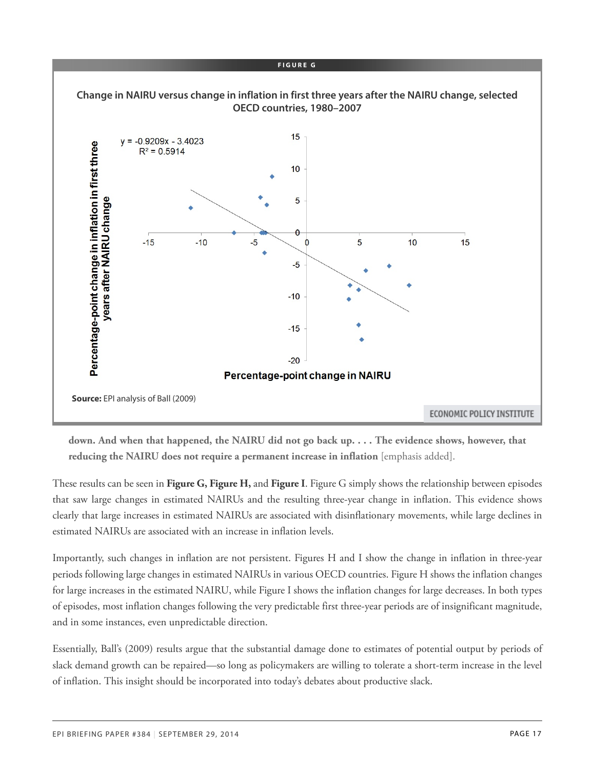**FIGURE G**

**Change in NAIRU versus change in inflation in first three years after the NAIRU change, selected OECD countries, 1980–2007**

$y = -0.9209x - 3.4023$
$R^2 = 0.5914$

Y-axis: Percentage-point change in inflation in first three years after NAIRU change

X-axis: Percentage-point change in NAIRU

**Source:** EPI analysis of Ball (2009)

**down. And when that happened, the NAIRU did not go back up. . . . The evidence shows, however, that reducing the NAIRU does not require a permanent increase in inflation** [emphasis added].

These results can be seen in **Figure G, Figure H,** and **Figure I**. Figure G simply shows the relationship between episodes that saw large changes in estimated NAIRUs and the resulting three-year change in inflation. This evidence shows clearly that large increases in estimated NAIRUs are associated with disinflationary movements, while large declines in estimated NAIRUs are associated with an increase in inflation levels.

Importantly, such changes in inflation are not persistent. Figures H and I show the change in inflation in three-year periods following large changes in estimated NAIRUs in various OECD countries. Figure H shows the inflation changes for large increases in the estimated NAIRU, while Figure I shows the inflation changes for large decreases. In both types of episodes, most inflation changes following the very predictable first three-year periods are of insignificant magnitude, and in some instances, even unpredictable direction.

Essentially, Ball's (2009) results argue that the substantial damage done to estimates of potential output by periods of slack demand growth can be repaired—so long as policymakers are willing to tolerate a short-term increase in the level of inflation. This insight should be incorporated into today's debates about productive slack.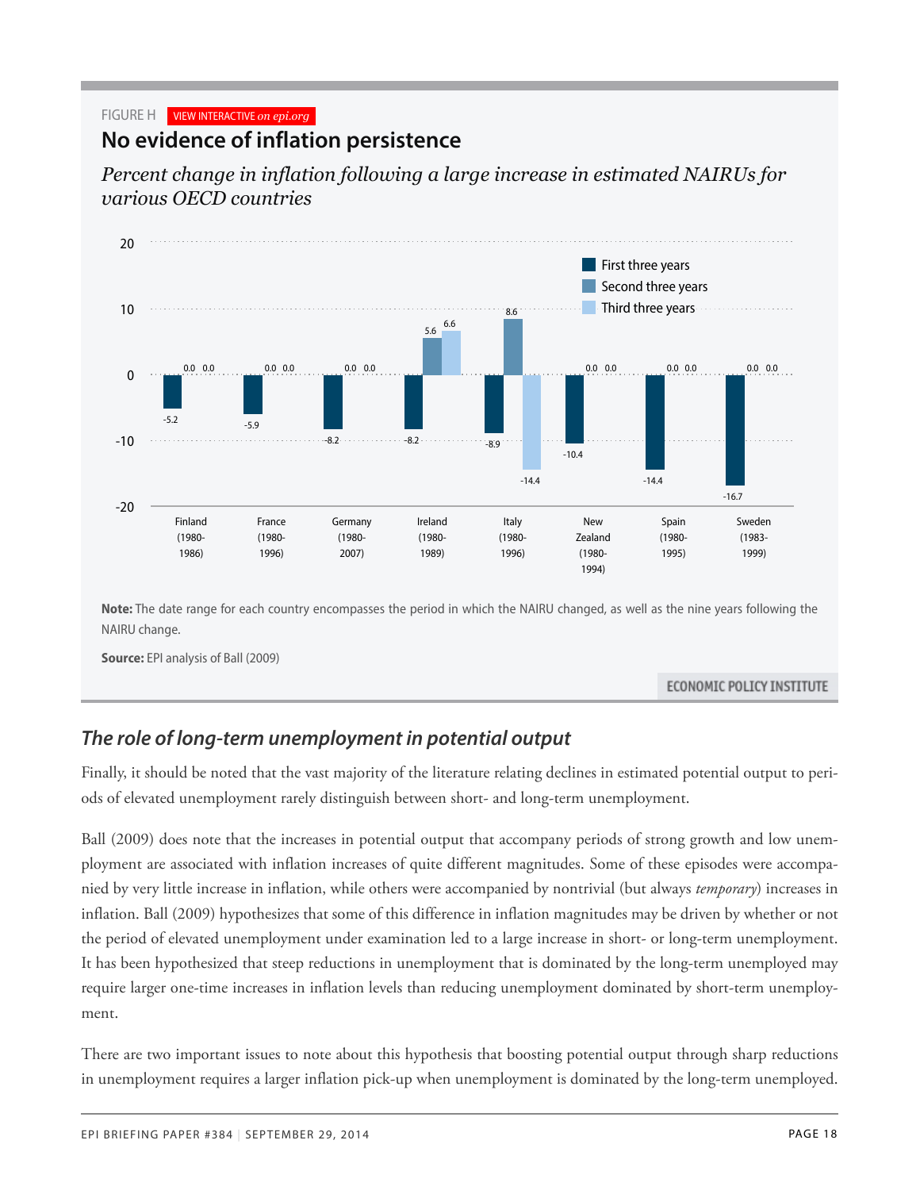FIGURE H

## No evidence of inflation persistence

*Percent change in inflation following a large increase in estimated NAIRUs for various OECD countries*

| Country | First three years | Second three years | Third three years |
|---|---|---|---|
| Finland (1980-1986) | -5.2 | 0.0 | 0.0 |
| France (1980-1996) | -5.9 | 0.0 | 0.0 |
| Germany (1980-2007) | -8.2 | 0.0 | 0.0 |
| Ireland (1980-1989) | -8.2 | 5.6 | 6.6 |
| Italy (1980-1996) | -8.9 | 8.6 | -14.4 |
| New Zealand (1980-1994) | -10.4 | 0.0 | 0.0 |
| Spain (1980-1995) | -14.4 | 0.0 | 0.0 |
| Sweden (1983-1999) | -16.7 | 0.0 | 0.0 |

**Note:** The date range for each country encompasses the period in which the NAIRU changed, as well as the nine years following the NAIRU change.

**Source:** EPI analysis of Ball (2009)

### *The role of long-term unemployment in potential output*

Finally, it should be noted that the vast majority of the literature relating declines in estimated potential output to periods of elevated unemployment rarely distinguish between short- and long-term unemployment.

Ball (2009) does note that the increases in potential output that accompany periods of strong growth and low unemployment are associated with inflation increases of quite different magnitudes. Some of these episodes were accompanied by very little increase in inflation, while others were accompanied by nontrivial (but always *temporary*) increases in inflation. Ball (2009) hypothesizes that some of this difference in inflation magnitudes may be driven by whether or not the period of elevated unemployment under examination led to a large increase in short- or long-term unemployment. It has been hypothesized that steep reductions in unemployment that is dominated by the long-term unemployed may require larger one-time increases in inflation levels than reducing unemployment dominated by short-term unemployment.

There are two important issues to note about this hypothesis that boosting potential output through sharp reductions in unemployment requires a larger inflation pick-up when unemployment is dominated by the long-term unemployed.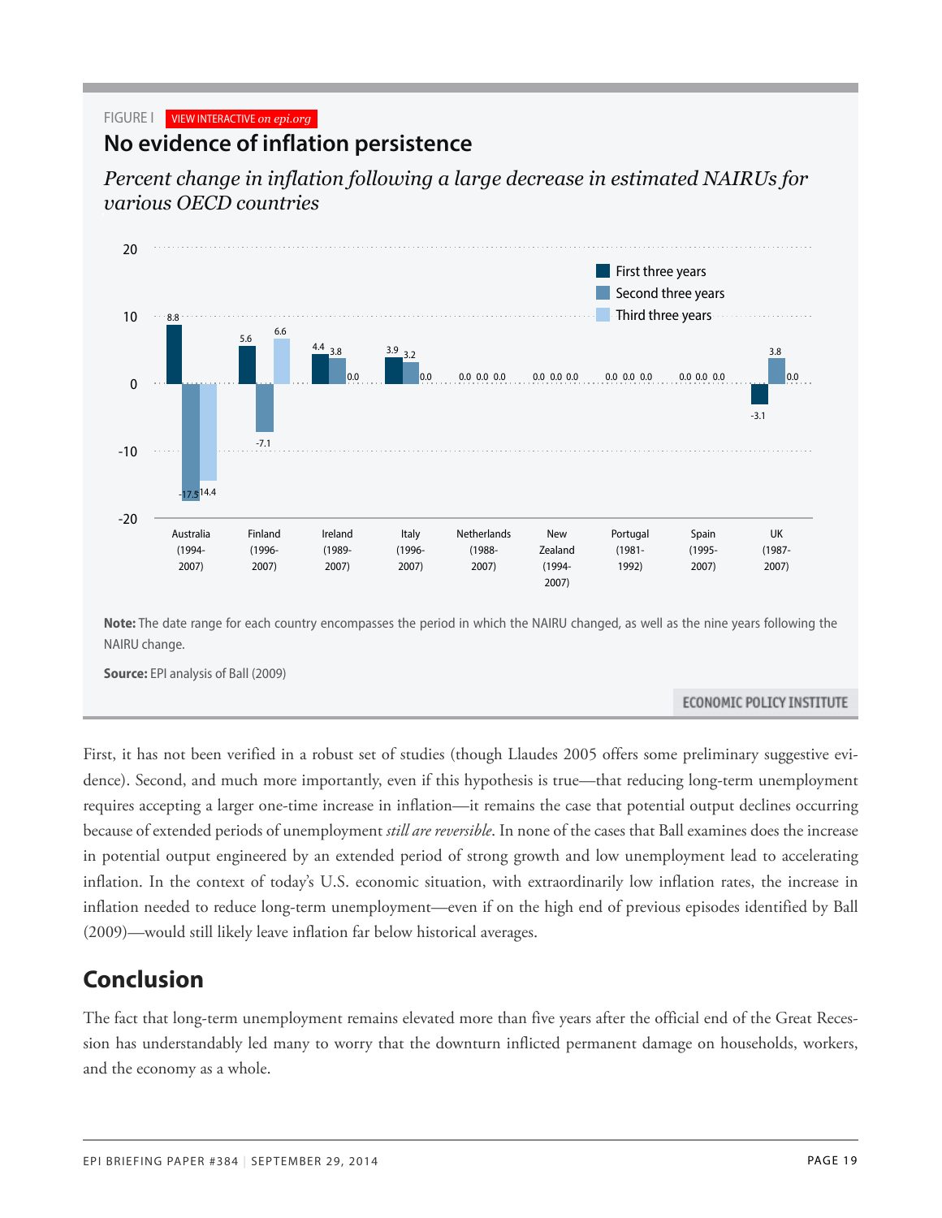FIGURE I VIEW INTERACTIVE *on epi.org*

## No evidence of inflation persistence

*Percent change in inflation following a large decrease in estimated NAIRUs for various OECD countries*

| Country | First three years | Second three years | Third three years |
|---|---|---|---|
| Australia (1994-2007) | 8.8 | -17.5 | -14.4 |
| Finland (1996-2007) | 5.6 | -7.1 | 6.6 |
| Ireland (1989-2007) | 4.4 | 3.8 | 0.0 |
| Italy (1996-2007) | 3.9 | 3.2 | 0.0 |
| Netherlands (1988-2007) | 0.0 | 0.0 | 0.0 |
| New Zealand (1994-2007) | 0.0 | 0.0 | 0.0 |
| Portugal (1981-1992) | 0.0 | 0.0 | 0.0 |
| Spain (1995-2007) | 0.0 | 0.0 | 0.0 |
| UK (1987-2007) | -3.1 | 3.8 | 0.0 |

**Note:** The date range for each country encompasses the period in which the NAIRU changed, as well as the nine years following the NAIRU change.

**Source:** EPI analysis of Ball (2009)

ECONOMIC POLICY INSTITUTE

First, it has not been verified in a robust set of studies (though Llaudes 2005 offers some preliminary suggestive evidence). Second, and much more importantly, even if this hypothesis is true—that reducing long-term unemployment requires accepting a larger one-time increase in inflation—it remains the case that potential output declines occurring because of extended periods of unemployment *still are reversible*. In none of the cases that Ball examines does the increase in potential output engineered by an extended period of strong growth and low unemployment lead to accelerating inflation. In the context of today's U.S. economic situation, with extraordinarily low inflation rates, the increase in inflation needed to reduce long-term unemployment—even if on the high end of previous episodes identified by Ball (2009)—would still likely leave inflation far below historical averages.

## Conclusion

The fact that long-term unemployment remains elevated more than five years after the official end of the Great Recession has understandably led many to worry that the downturn inflicted permanent damage on households, workers, and the economy as a whole.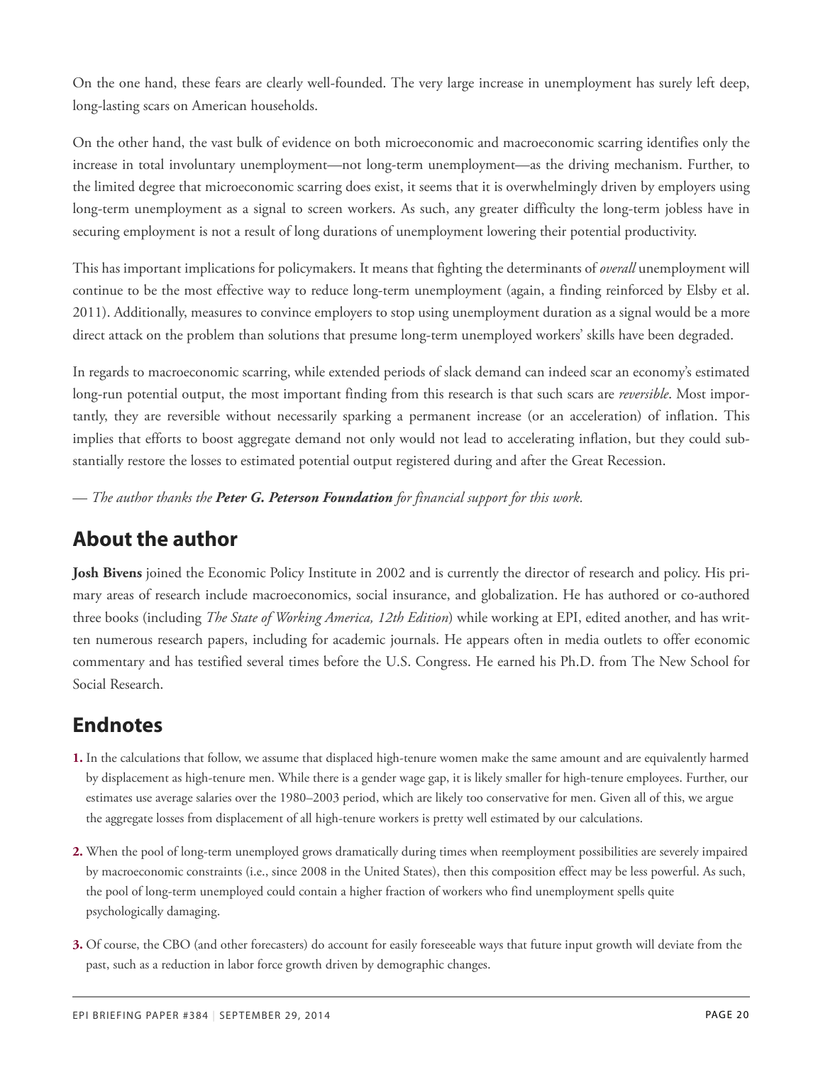On the one hand, these fears are clearly well-founded. The very large increase in unemployment has surely left deep, long-lasting scars on American households.

On the other hand, the vast bulk of evidence on both microeconomic and macroeconomic scarring identifies only the increase in total involuntary unemployment—not long-term unemployment—as the driving mechanism. Further, to the limited degree that microeconomic scarring does exist, it seems that it is overwhelmingly driven by employers using long-term unemployment as a signal to screen workers. As such, any greater difficulty the long-term jobless have in securing employment is not a result of long durations of unemployment lowering their potential productivity.

This has important implications for policymakers. It means that fighting the determinants of *overall* unemployment will continue to be the most effective way to reduce long-term unemployment (again, a finding reinforced by Elsby et al. 2011). Additionally, measures to convince employers to stop using unemployment duration as a signal would be a more direct attack on the problem than solutions that presume long-term unemployed workers' skills have been degraded.

In regards to macroeconomic scarring, while extended periods of slack demand can indeed scar an economy's estimated long-run potential output, the most important finding from this research is that such scars are *reversible*. Most importantly, they are reversible without necessarily sparking a permanent increase (or an acceleration) of inflation. This implies that efforts to boost aggregate demand not only would not lead to accelerating inflation, but they could substantially restore the losses to estimated potential output registered during and after the Great Recession.

— *The author thanks the **Peter G. Peterson Foundation** for financial support for this work.*

## About the author

**Josh Bivens** joined the Economic Policy Institute in 2002 and is currently the director of research and policy. His primary areas of research include macroeconomics, social insurance, and globalization. He has authored or co-authored three books (including *The State of Working America, 12th Edition*) while working at EPI, edited another, and has written numerous research papers, including for academic journals. He appears often in media outlets to offer economic commentary and has testified several times before the U.S. Congress. He earned his Ph.D. from The New School for Social Research.

## Endnotes

1. In the calculations that follow, we assume that displaced high-tenure women make the same amount and are equivalently harmed by displacement as high-tenure men. While there is a gender wage gap, it is likely smaller for high-tenure employees. Further, our estimates use average salaries over the 1980–2003 period, which are likely too conservative for men. Given all of this, we argue the aggregate losses from displacement of all high-tenure workers is pretty well estimated by our calculations.

2. When the pool of long-term unemployed grows dramatically during times when reemployment possibilities are severely impaired by macroeconomic constraints (i.e., since 2008 in the United States), then this composition effect may be less powerful. As such, the pool of long-term unemployed could contain a higher fraction of workers who find unemployment spells quite psychologically damaging.

3. Of course, the CBO (and other forecasters) do account for easily foreseeable ways that future input growth will deviate from the past, such as a reduction in labor force growth driven by demographic changes.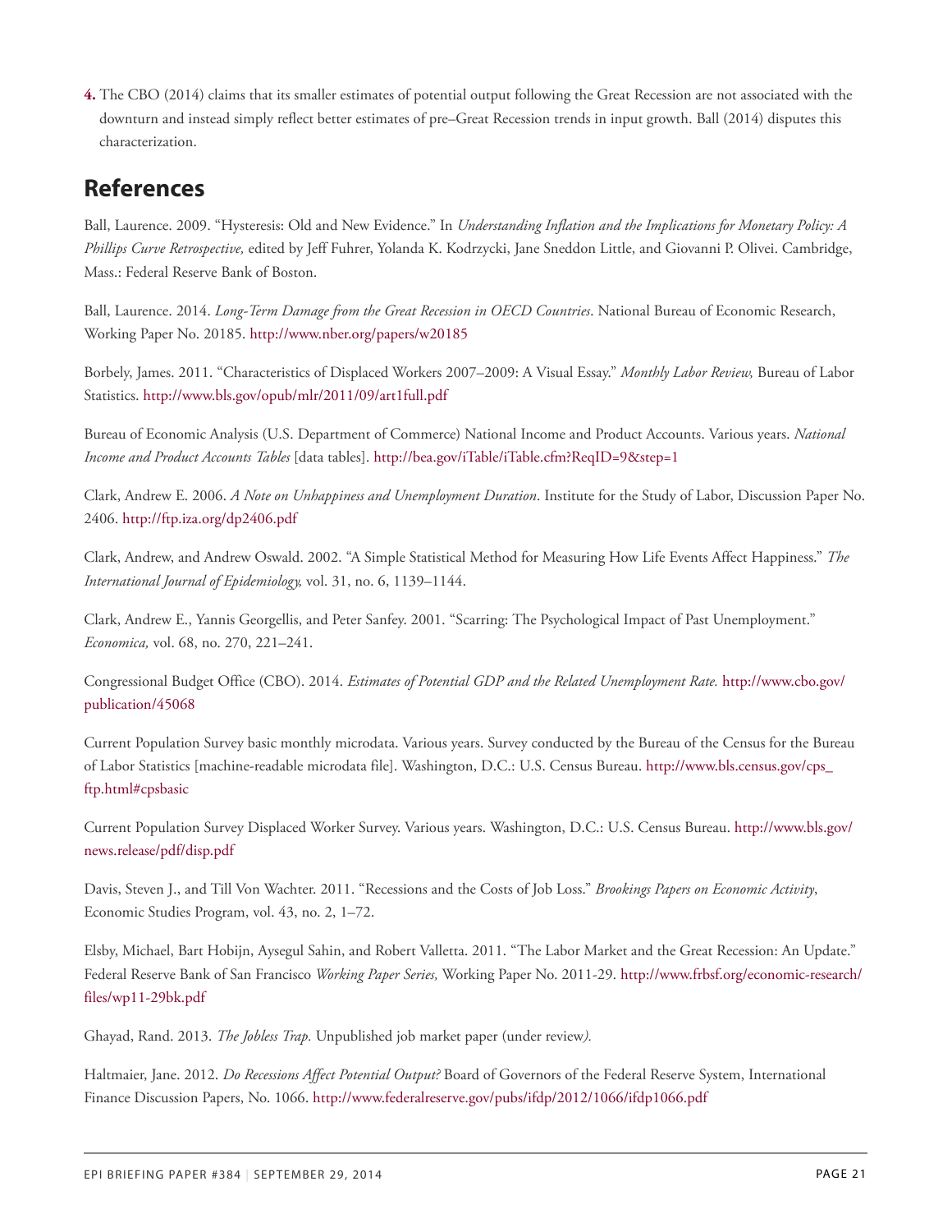**4.** The CBO (2014) claims that its smaller estimates of potential output following the Great Recession are not associated with the downturn and instead simply reflect better estimates of pre–Great Recession trends in input growth. Ball (2014) disputes this characterization.

## References

Ball, Laurence. 2009. "Hysteresis: Old and New Evidence." In *Understanding Inflation and the Implications for Monetary Policy: A Phillips Curve Retrospective,* edited by Jeff Fuhrer, Yolanda K. Kodrzycki, Jane Sneddon Little, and Giovanni P. Olivei. Cambridge, Mass.: Federal Reserve Bank of Boston.

Ball, Laurence. 2014. *Long-Term Damage from the Great Recession in OECD Countries*. National Bureau of Economic Research, Working Paper No. 20185. http://www.nber.org/papers/w20185

Borbely, James. 2011. "Characteristics of Displaced Workers 2007–2009: A Visual Essay." *Monthly Labor Review,* Bureau of Labor Statistics. http://www.bls.gov/opub/mlr/2011/09/art1full.pdf

Bureau of Economic Analysis (U.S. Department of Commerce) National Income and Product Accounts. Various years. *National Income and Product Accounts Tables* [data tables]. http://bea.gov/iTable/iTable.cfm?ReqID=9&step=1

Clark, Andrew E. 2006. *A Note on Unhappiness and Unemployment Duration*. Institute for the Study of Labor, Discussion Paper No. 2406. http://ftp.iza.org/dp2406.pdf

Clark, Andrew, and Andrew Oswald. 2002. "A Simple Statistical Method for Measuring How Life Events Affect Happiness." *The International Journal of Epidemiology,* vol. 31, no. 6, 1139–1144.

Clark, Andrew E., Yannis Georgellis, and Peter Sanfey. 2001. "Scarring: The Psychological Impact of Past Unemployment." *Economica,* vol. 68, no. 270, 221–241.

Congressional Budget Office (CBO). 2014. *Estimates of Potential GDP and the Related Unemployment Rate.* http://www.cbo.gov/publication/45068

Current Population Survey basic monthly microdata. Various years. Survey conducted by the Bureau of the Census for the Bureau of Labor Statistics [machine-readable microdata file]. Washington, D.C.: U.S. Census Bureau. http://www.bls.census.gov/cps_ftp.html#cpsbasic

Current Population Survey Displaced Worker Survey. Various years. Washington, D.C.: U.S. Census Bureau. http://www.bls.gov/news.release/pdf/disp.pdf

Davis, Steven J., and Till Von Wachter. 2011. "Recessions and the Costs of Job Loss." *Brookings Papers on Economic Activity*, Economic Studies Program, vol. 43, no. 2, 1–72.

Elsby, Michael, Bart Hobijn, Aysegul Sahin, and Robert Valletta. 2011. "The Labor Market and the Great Recession: An Update." Federal Reserve Bank of San Francisco *Working Paper Series,* Working Paper No. 2011-29. http://www.frbsf.org/economic-research/files/wp11-29bk.pdf

Ghayad, Rand. 2013. *The Jobless Trap.* Unpublished job market paper (under review).

Haltmaier, Jane. 2012. *Do Recessions Affect Potential Output?* Board of Governors of the Federal Reserve System, International Finance Discussion Papers, No. 1066. http://www.federalreserve.gov/pubs/ifdp/2012/1066/ifdp1066.pdf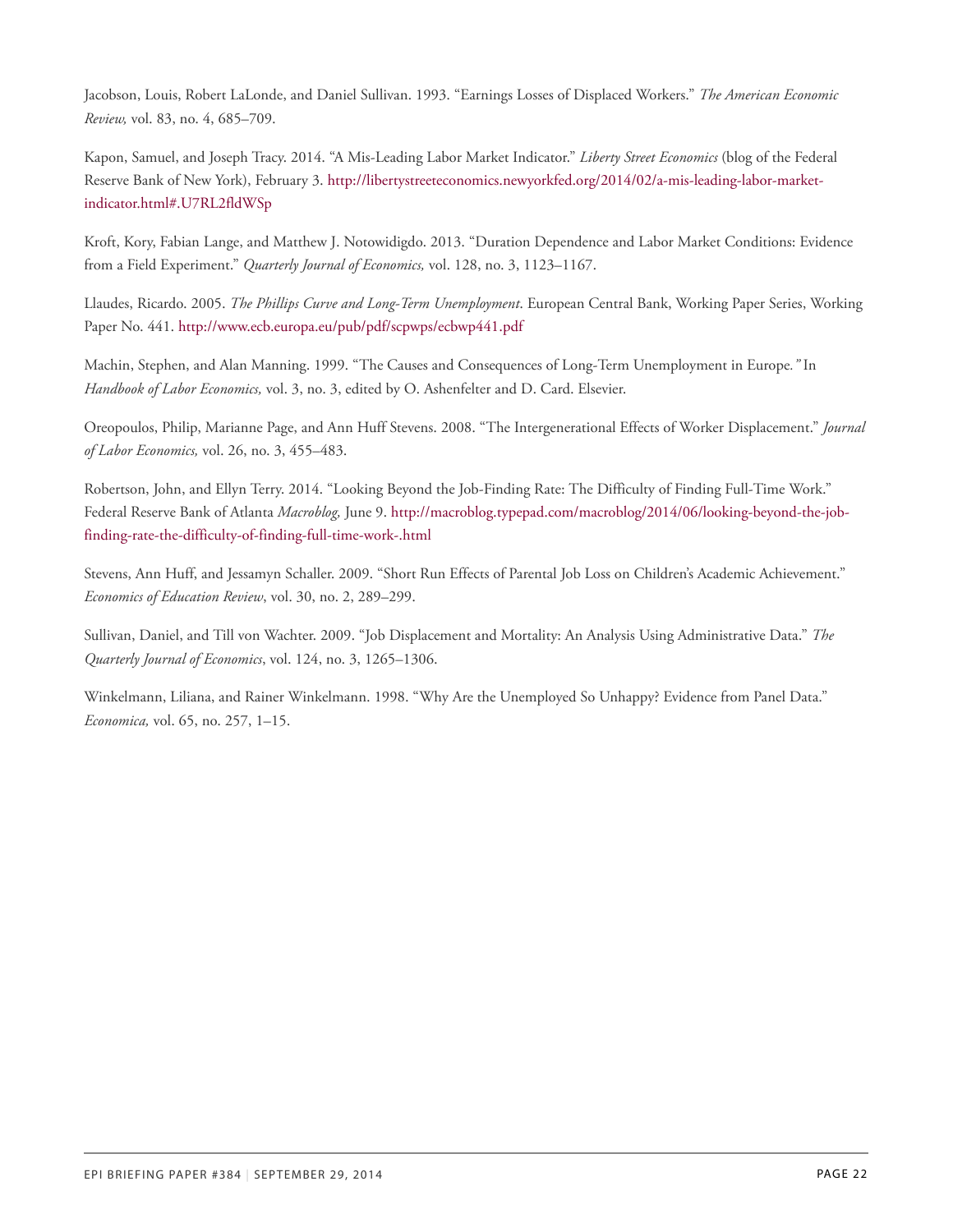Jacobson, Louis, Robert LaLonde, and Daniel Sullivan. 1993. "Earnings Losses of Displaced Workers." *The American Economic Review,* vol. 83, no. 4, 685–709.

Kapon, Samuel, and Joseph Tracy. 2014. "A Mis-Leading Labor Market Indicator." *Liberty Street Economics* (blog of the Federal Reserve Bank of New York), February 3. http://libertystreeteconomics.newyorkfed.org/2014/02/a-mis-leading-labor-market-indicator.html#.U7RL2fldWSp

Kroft, Kory, Fabian Lange, and Matthew J. Notowidigdo. 2013. "Duration Dependence and Labor Market Conditions: Evidence from a Field Experiment." *Quarterly Journal of Economics,* vol. 128, no. 3, 1123–1167.

Llaudes, Ricardo. 2005. *The Phillips Curve and Long-Term Unemployment*. European Central Bank, Working Paper Series, Working Paper No. 441. http://www.ecb.europa.eu/pub/pdf/scpwps/ecbwp441.pdf

Machin, Stephen, and Alan Manning. 1999. "The Causes and Consequences of Long-Term Unemployment in Europe." In *Handbook of Labor Economics,* vol. 3, no. 3, edited by O. Ashenfelter and D. Card. Elsevier.

Oreopoulos, Philip, Marianne Page, and Ann Huff Stevens. 2008. "The Intergenerational Effects of Worker Displacement." *Journal of Labor Economics,* vol. 26, no. 3, 455–483.

Robertson, John, and Ellyn Terry. 2014. "Looking Beyond the Job-Finding Rate: The Difficulty of Finding Full-Time Work." Federal Reserve Bank of Atlanta *Macroblog,* June 9. http://macroblog.typepad.com/macroblog/2014/06/looking-beyond-the-job-finding-rate-the-difficulty-of-finding-full-time-work-.html

Stevens, Ann Huff, and Jessamyn Schaller. 2009. "Short Run Effects of Parental Job Loss on Children's Academic Achievement." *Economics of Education Review*, vol. 30, no. 2, 289–299.

Sullivan, Daniel, and Till von Wachter. 2009. "Job Displacement and Mortality: An Analysis Using Administrative Data." *The Quarterly Journal of Economics*, vol. 124, no. 3, 1265–1306.

Winkelmann, Liliana, and Rainer Winkelmann. 1998. "Why Are the Unemployed So Unhappy? Evidence from Panel Data." *Economica,* vol. 65, no. 257, 1–15.